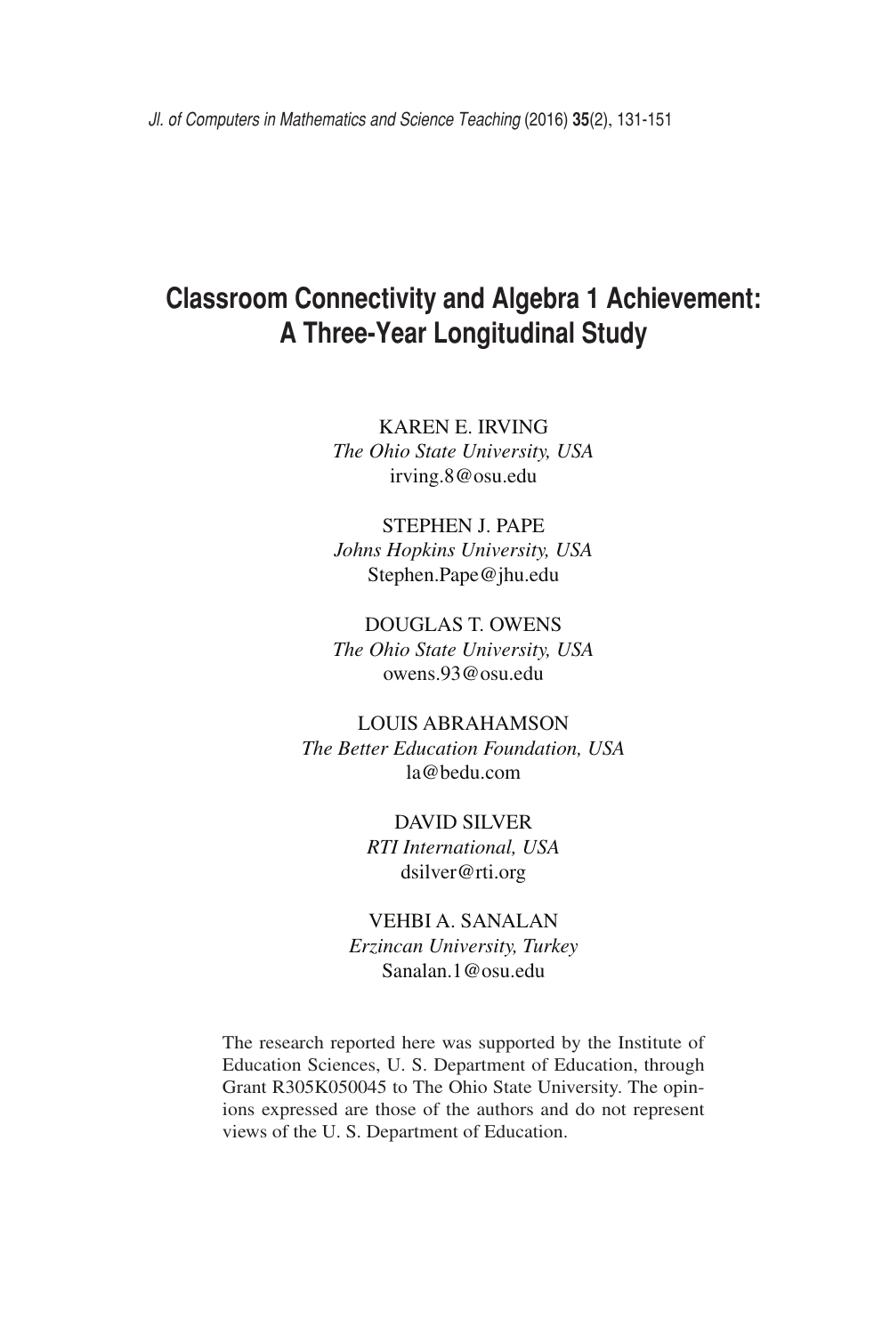# Classroom Connectivity and Algebra 1 Achievement: A Three-Year Longitudinal Study

KAREN E. IRVING
*The Ohio State University, USA*
irving.8@osu.edu

STEPHEN J. PAPE
*Johns Hopkins University, USA*
Stephen.Pape@jhu.edu

DOUGLAS T. OWENS
*The Ohio State University, USA*
owens.93@osu.edu

LOUIS ABRAHAMSON
*The Better Education Foundation, USA*
la@bedu.com

DAVID SILVER
*RTI International, USA*
dsilver@rti.org

VEHBI A. SANALAN
*Erzincan University, Turkey*
Sanalan.1@osu.edu

The research reported here was supported by the Institute of Education Sciences, U. S. Department of Education, through Grant R305K050045 to The Ohio State University. The opinions expressed are those of the authors and do not represent views of the U. S. Department of Education.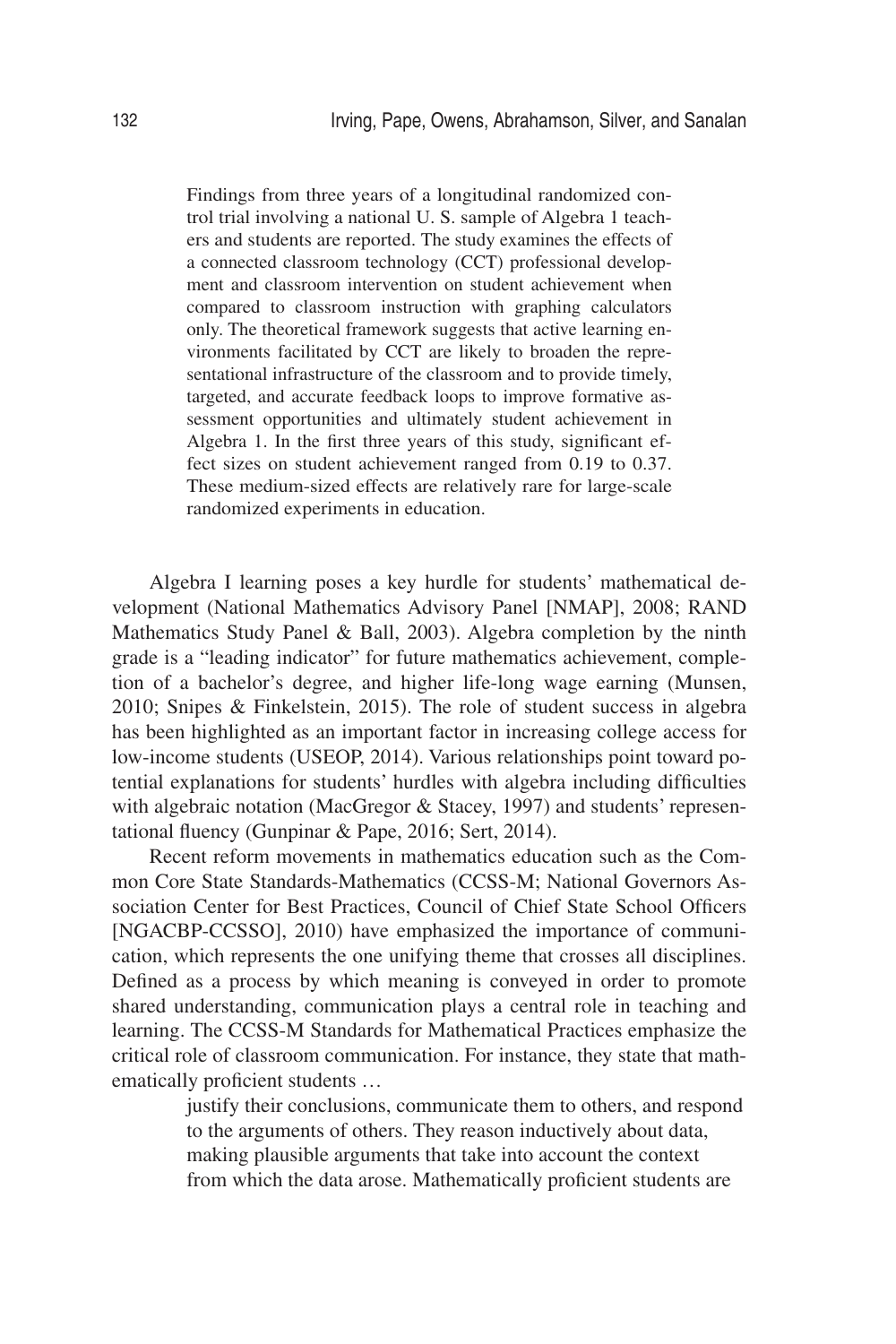Findings from three years of a longitudinal randomized control trial involving a national U. S. sample of Algebra 1 teachers and students are reported. The study examines the effects of a connected classroom technology (CCT) professional development and classroom intervention on student achievement when compared to classroom instruction with graphing calculators only. The theoretical framework suggests that active learning environments facilitated by CCT are likely to broaden the representational infrastructure of the classroom and to provide timely, targeted, and accurate feedback loops to improve formative assessment opportunities and ultimately student achievement in Algebra 1. In the first three years of this study, significant effect sizes on student achievement ranged from 0.19 to 0.37. These medium-sized effects are relatively rare for large-scale randomized experiments in education.

Algebra I learning poses a key hurdle for students' mathematical development (National Mathematics Advisory Panel [NMAP], 2008; RAND Mathematics Study Panel & Ball, 2003). Algebra completion by the ninth grade is a "leading indicator" for future mathematics achievement, completion of a bachelor's degree, and higher life-long wage earning (Munsen, 2010; Snipes & Finkelstein, 2015). The role of student success in algebra has been highlighted as an important factor in increasing college access for low-income students (USEOP, 2014). Various relationships point toward potential explanations for students' hurdles with algebra including difficulties with algebraic notation (MacGregor & Stacey, 1997) and students' representational fluency (Gunpinar & Pape, 2016; Sert, 2014).

Recent reform movements in mathematics education such as the Common Core State Standards-Mathematics (CCSS-M; National Governors Association Center for Best Practices, Council of Chief State School Officers [NGACBP-CCSSO], 2010) have emphasized the importance of communication, which represents the one unifying theme that crosses all disciplines. Defined as a process by which meaning is conveyed in order to promote shared understanding, communication plays a central role in teaching and learning. The CCSS-M Standards for Mathematical Practices emphasize the critical role of classroom communication. For instance, they state that mathematically proficient students …

> justify their conclusions, communicate them to others, and respond to the arguments of others. They reason inductively about data, making plausible arguments that take into account the context from which the data arose. Mathematically proficient students are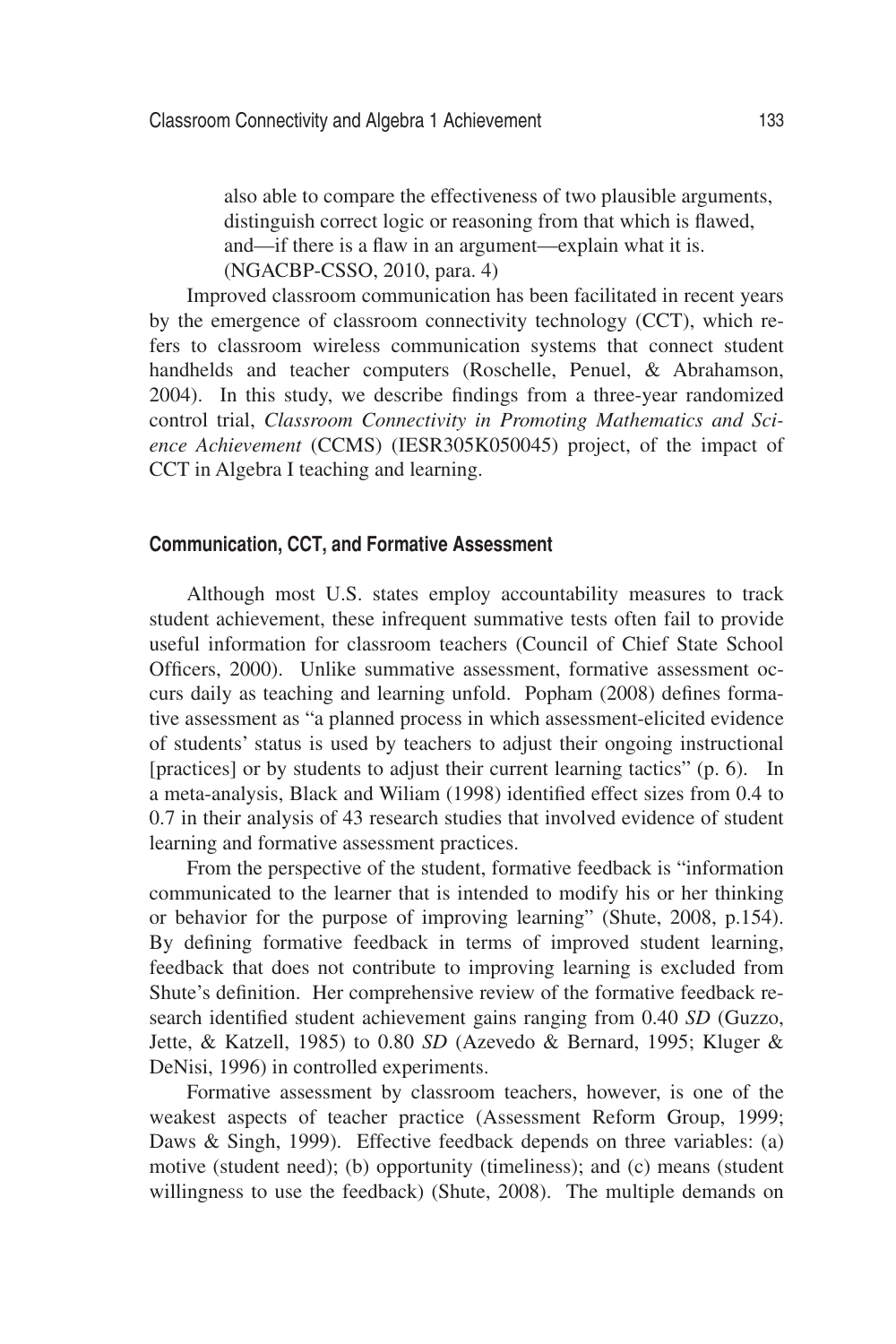> also able to compare the effectiveness of two plausible arguments, distinguish correct logic or reasoning from that which is flawed, and—if there is a flaw in an argument—explain what it is. (NGACBP-CSSO, 2010, para. 4)

Improved classroom communication has been facilitated in recent years by the emergence of classroom connectivity technology (CCT), which refers to classroom wireless communication systems that connect student handhelds and teacher computers (Roschelle, Penuel, & Abrahamson, 2004). In this study, we describe findings from a three-year randomized control trial, *Classroom Connectivity in Promoting Mathematics and Science Achievement* (CCMS) (IESR305K050045) project, of the impact of CCT in Algebra I teaching and learning.

## Communication, CCT, and Formative Assessment

Although most U.S. states employ accountability measures to track student achievement, these infrequent summative tests often fail to provide useful information for classroom teachers (Council of Chief State School Officers, 2000). Unlike summative assessment, formative assessment occurs daily as teaching and learning unfold. Popham (2008) defines formative assessment as "a planned process in which assessment-elicited evidence of students' status is used by teachers to adjust their ongoing instructional [practices] or by students to adjust their current learning tactics" (p. 6). In a meta-analysis, Black and Wiliam (1998) identified effect sizes from 0.4 to 0.7 in their analysis of 43 research studies that involved evidence of student learning and formative assessment practices.

From the perspective of the student, formative feedback is "information communicated to the learner that is intended to modify his or her thinking or behavior for the purpose of improving learning" (Shute, 2008, p.154). By defining formative feedback in terms of improved student learning, feedback that does not contribute to improving learning is excluded from Shute's definition. Her comprehensive review of the formative feedback research identified student achievement gains ranging from 0.40 *SD* (Guzzo, Jette, & Katzell, 1985) to 0.80 *SD* (Azevedo & Bernard, 1995; Kluger & DeNisi, 1996) in controlled experiments.

Formative assessment by classroom teachers, however, is one of the weakest aspects of teacher practice (Assessment Reform Group, 1999; Daws & Singh, 1999). Effective feedback depends on three variables: (a) motive (student need); (b) opportunity (timeliness); and (c) means (student willingness to use the feedback) (Shute, 2008). The multiple demands on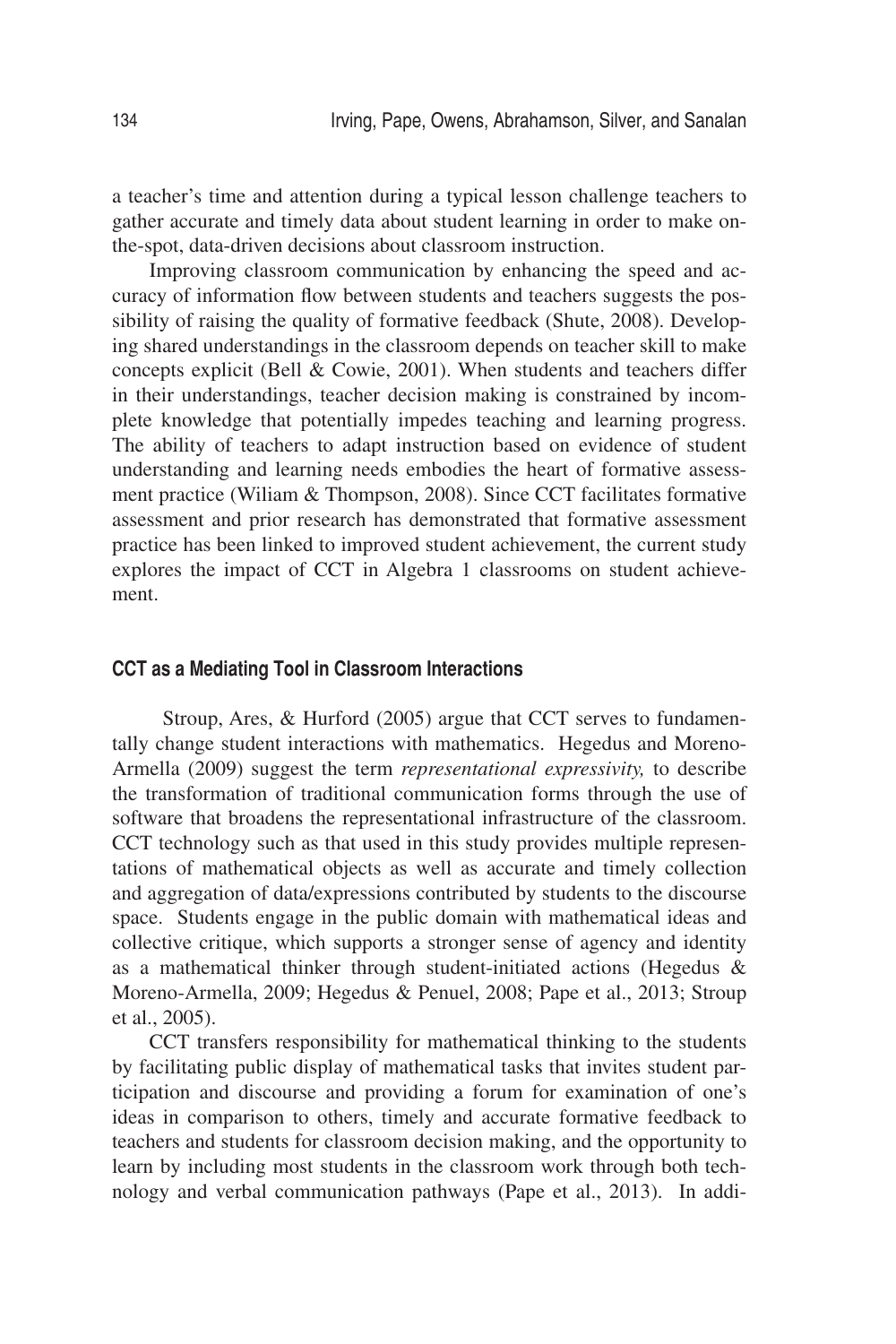a teacher's time and attention during a typical lesson challenge teachers to gather accurate and timely data about student learning in order to make on-the-spot, data-driven decisions about classroom instruction.

Improving classroom communication by enhancing the speed and accuracy of information flow between students and teachers suggests the possibility of raising the quality of formative feedback (Shute, 2008). Developing shared understandings in the classroom depends on teacher skill to make concepts explicit (Bell & Cowie, 2001). When students and teachers differ in their understandings, teacher decision making is constrained by incomplete knowledge that potentially impedes teaching and learning progress. The ability of teachers to adapt instruction based on evidence of student understanding and learning needs embodies the heart of formative assessment practice (Wiliam & Thompson, 2008). Since CCT facilitates formative assessment and prior research has demonstrated that formative assessment practice has been linked to improved student achievement, the current study explores the impact of CCT in Algebra 1 classrooms on student achievement.

### CCT as a Mediating Tool in Classroom Interactions

Stroup, Ares, & Hurford (2005) argue that CCT serves to fundamentally change student interactions with mathematics. Hegedus and Moreno-Armella (2009) suggest the term *representational expressivity,* to describe the transformation of traditional communication forms through the use of software that broadens the representational infrastructure of the classroom. CCT technology such as that used in this study provides multiple representations of mathematical objects as well as accurate and timely collection and aggregation of data/expressions contributed by students to the discourse space. Students engage in the public domain with mathematical ideas and collective critique, which supports a stronger sense of agency and identity as a mathematical thinker through student-initiated actions (Hegedus & Moreno-Armella, 2009; Hegedus & Penuel, 2008; Pape et al., 2013; Stroup et al., 2005).

CCT transfers responsibility for mathematical thinking to the students by facilitating public display of mathematical tasks that invites student participation and discourse and providing a forum for examination of one's ideas in comparison to others, timely and accurate formative feedback to teachers and students for classroom decision making, and the opportunity to learn by including most students in the classroom work through both technology and verbal communication pathways (Pape et al., 2013). In addi-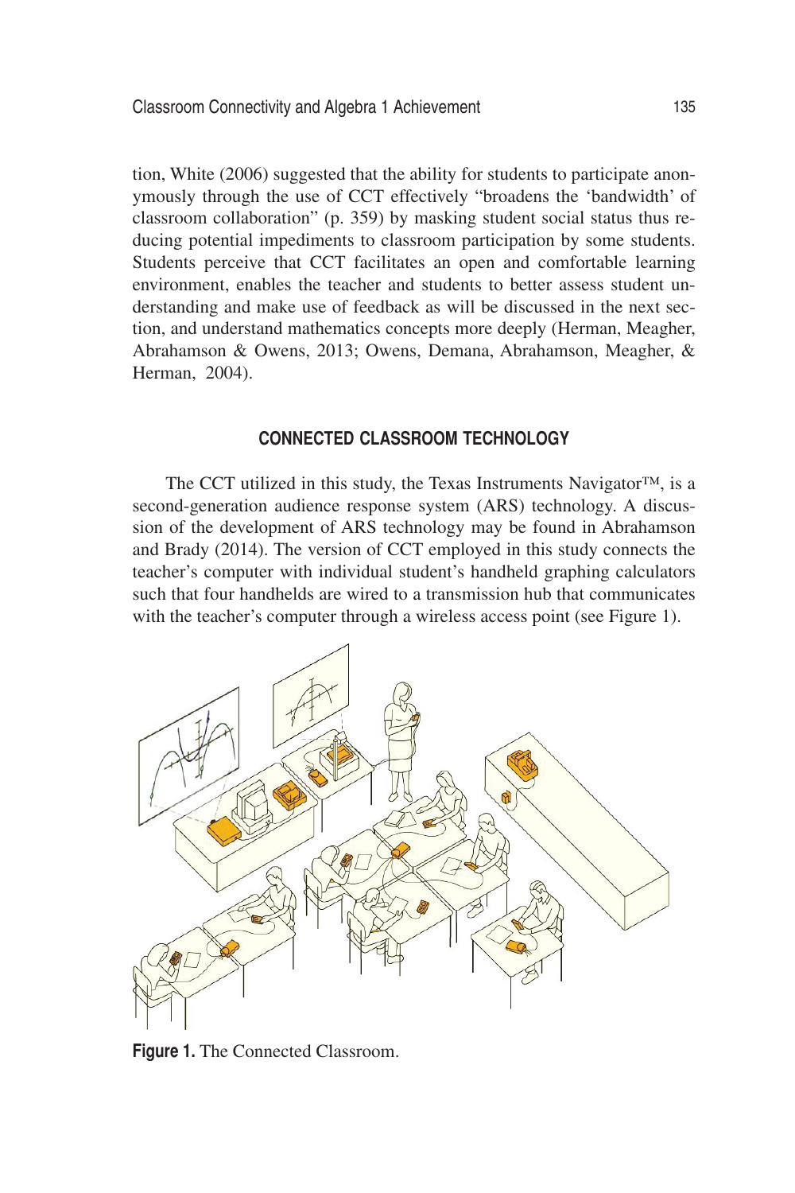tion, White (2006) suggested that the ability for students to participate anonymously through the use of CCT effectively "broadens the 'bandwidth' of classroom collaboration" (p. 359) by masking student social status thus reducing potential impediments to classroom participation by some students. Students perceive that CCT facilitates an open and comfortable learning environment, enables the teacher and students to better assess student understanding and make use of feedback as will be discussed in the next section, and understand mathematics concepts more deeply (Herman, Meagher, Abrahamson & Owens, 2013; Owens, Demana, Abrahamson, Meagher, & Herman, 2004).

## CONNECTED CLASSROOM TECHNOLOGY

The CCT utilized in this study, the Texas Instruments Navigator™, is a second-generation audience response system (ARS) technology. A discussion of the development of ARS technology may be found in Abrahamson and Brady (2014). The version of CCT employed in this study connects the teacher's computer with individual student's handheld graphing calculators such that four handhelds are wired to a transmission hub that communicates with the teacher's computer through a wireless access point (see Figure 1).

**Figure 1.** The Connected Classroom.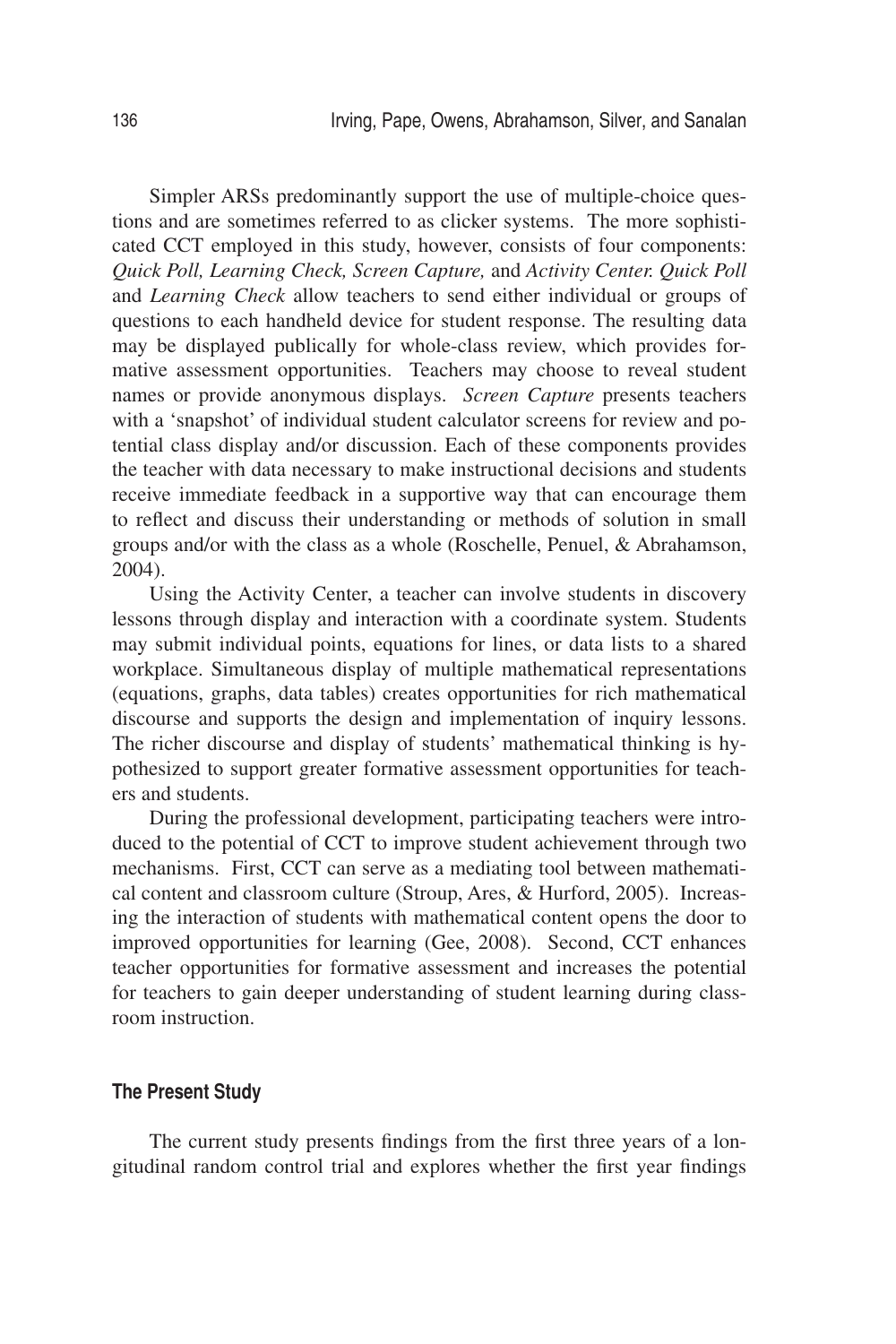Simpler ARSs predominantly support the use of multiple-choice questions and are sometimes referred to as clicker systems. The more sophisticated CCT employed in this study, however, consists of four components: *Quick Poll, Learning Check, Screen Capture,* and *Activity Center. Quick Poll* and *Learning Check* allow teachers to send either individual or groups of questions to each handheld device for student response. The resulting data may be displayed publically for whole-class review, which provides formative assessment opportunities. Teachers may choose to reveal student names or provide anonymous displays. *Screen Capture* presents teachers with a 'snapshot' of individual student calculator screens for review and potential class display and/or discussion. Each of these components provides the teacher with data necessary to make instructional decisions and students receive immediate feedback in a supportive way that can encourage them to reflect and discuss their understanding or methods of solution in small groups and/or with the class as a whole (Roschelle, Penuel, & Abrahamson, 2004).

Using the Activity Center, a teacher can involve students in discovery lessons through display and interaction with a coordinate system. Students may submit individual points, equations for lines, or data lists to a shared workplace. Simultaneous display of multiple mathematical representations (equations, graphs, data tables) creates opportunities for rich mathematical discourse and supports the design and implementation of inquiry lessons. The richer discourse and display of students' mathematical thinking is hypothesized to support greater formative assessment opportunities for teachers and students.

During the professional development, participating teachers were introduced to the potential of CCT to improve student achievement through two mechanisms. First, CCT can serve as a mediating tool between mathematical content and classroom culture (Stroup, Ares, & Hurford, 2005). Increasing the interaction of students with mathematical content opens the door to improved opportunities for learning (Gee, 2008). Second, CCT enhances teacher opportunities for formative assessment and increases the potential for teachers to gain deeper understanding of student learning during classroom instruction.

### The Present Study

The current study presents findings from the first three years of a longitudinal random control trial and explores whether the first year findings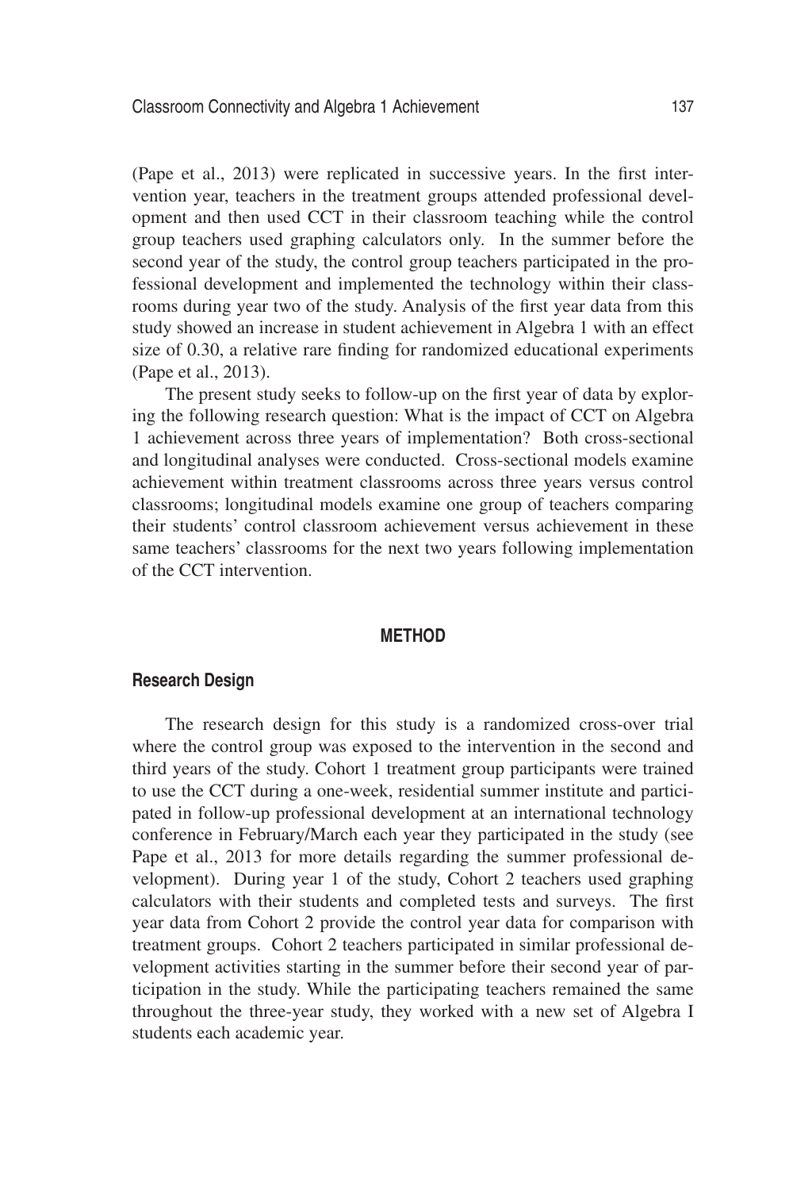(Pape et al., 2013) were replicated in successive years. In the first intervention year, teachers in the treatment groups attended professional development and then used CCT in their classroom teaching while the control group teachers used graphing calculators only. In the summer before the second year of the study, the control group teachers participated in the professional development and implemented the technology within their classrooms during year two of the study. Analysis of the first year data from this study showed an increase in student achievement in Algebra 1 with an effect size of 0.30, a relative rare finding for randomized educational experiments (Pape et al., 2013).

The present study seeks to follow-up on the first year of data by exploring the following research question: What is the impact of CCT on Algebra 1 achievement across three years of implementation? Both cross-sectional and longitudinal analyses were conducted. Cross-sectional models examine achievement within treatment classrooms across three years versus control classrooms; longitudinal models examine one group of teachers comparing their students' control classroom achievement versus achievement in these same teachers' classrooms for the next two years following implementation of the CCT intervention.

## METHOD

### Research Design

The research design for this study is a randomized cross-over trial where the control group was exposed to the intervention in the second and third years of the study. Cohort 1 treatment group participants were trained to use the CCT during a one-week, residential summer institute and participated in follow-up professional development at an international technology conference in February/March each year they participated in the study (see Pape et al., 2013 for more details regarding the summer professional development). During year 1 of the study, Cohort 2 teachers used graphing calculators with their students and completed tests and surveys. The first year data from Cohort 2 provide the control year data for comparison with treatment groups. Cohort 2 teachers participated in similar professional development activities starting in the summer before their second year of participation in the study. While the participating teachers remained the same throughout the three-year study, they worked with a new set of Algebra I students each academic year.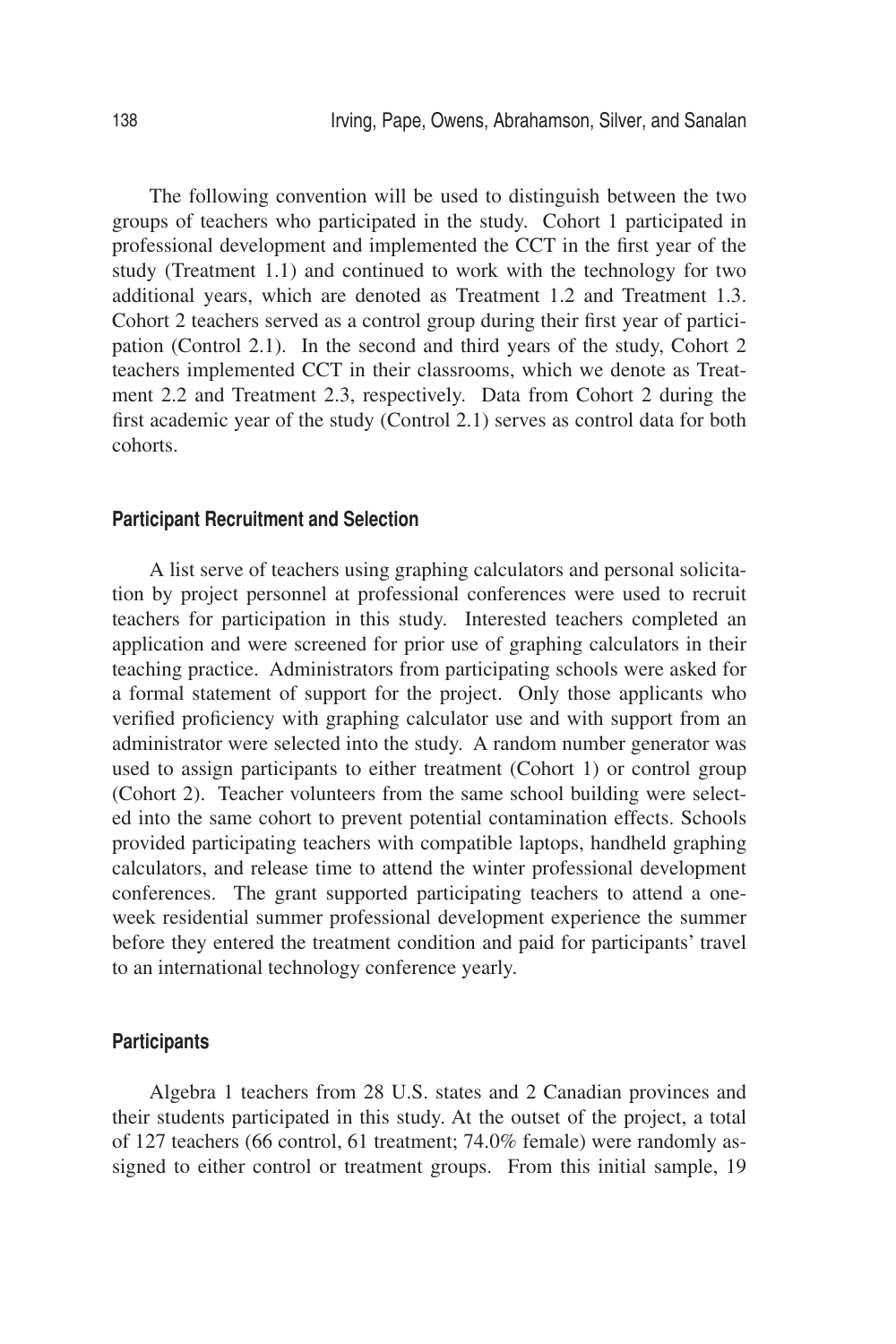The following convention will be used to distinguish between the two groups of teachers who participated in the study. Cohort 1 participated in professional development and implemented the CCT in the first year of the study (Treatment 1.1) and continued to work with the technology for two additional years, which are denoted as Treatment 1.2 and Treatment 1.3. Cohort 2 teachers served as a control group during their first year of participation (Control 2.1). In the second and third years of the study, Cohort 2 teachers implemented CCT in their classrooms, which we denote as Treatment 2.2 and Treatment 2.3, respectively. Data from Cohort 2 during the first academic year of the study (Control 2.1) serves as control data for both cohorts.

### Participant Recruitment and Selection

A list serve of teachers using graphing calculators and personal solicitation by project personnel at professional conferences were used to recruit teachers for participation in this study. Interested teachers completed an application and were screened for prior use of graphing calculators in their teaching practice. Administrators from participating schools were asked for a formal statement of support for the project. Only those applicants who verified proficiency with graphing calculator use and with support from an administrator were selected into the study. A random number generator was used to assign participants to either treatment (Cohort 1) or control group (Cohort 2). Teacher volunteers from the same school building were selected into the same cohort to prevent potential contamination effects. Schools provided participating teachers with compatible laptops, handheld graphing calculators, and release time to attend the winter professional development conferences. The grant supported participating teachers to attend a one-week residential summer professional development experience the summer before they entered the treatment condition and paid for participants' travel to an international technology conference yearly.

### Participants

Algebra 1 teachers from 28 U.S. states and 2 Canadian provinces and their students participated in this study. At the outset of the project, a total of 127 teachers (66 control, 61 treatment; 74.0% female) were randomly assigned to either control or treatment groups. From this initial sample, 19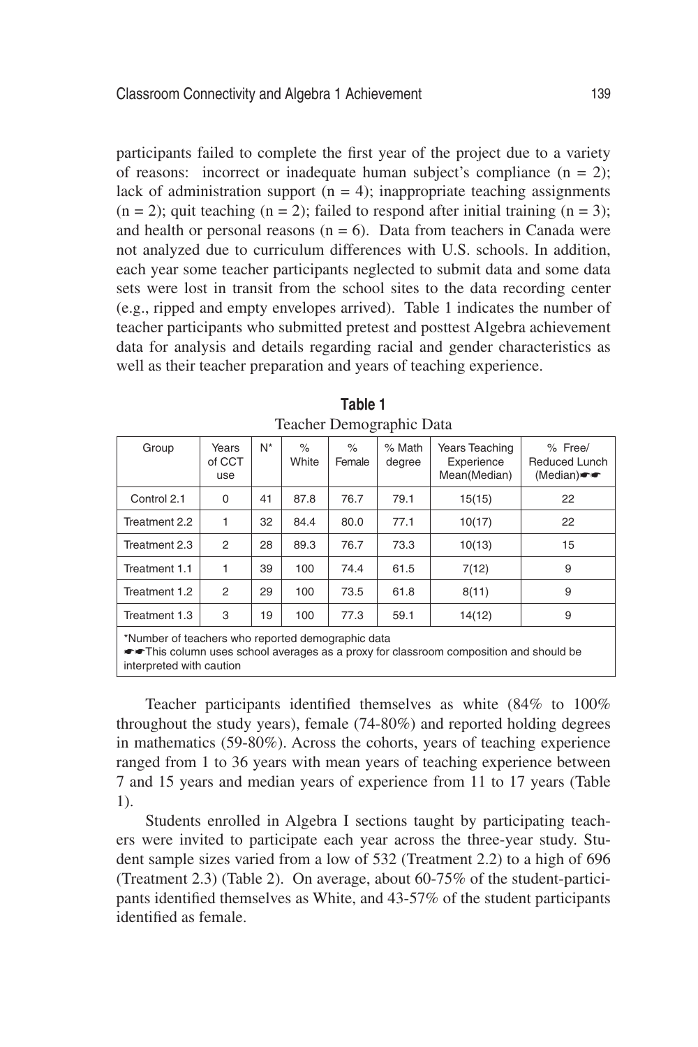participants failed to complete the first year of the project due to a variety of reasons: incorrect or inadequate human subject's compliance (n = 2); lack of administration support (n = 4); inappropriate teaching assignments (n = 2); quit teaching (n = 2); failed to respond after initial training (n = 3); and health or personal reasons (n = 6). Data from teachers in Canada were not analyzed due to curriculum differences with U.S. schools. In addition, each year some teacher participants neglected to submit data and some data sets were lost in transit from the school sites to the data recording center (e.g., ripped and empty envelopes arrived). Table 1 indicates the number of teacher participants who submitted pretest and posttest Algebra achievement data for analysis and details regarding racial and gender characteristics as well as their teacher preparation and years of teaching experience.

**Table 1**

Teacher Demographic Data

| Group | Years of CCT use | N* | % White | % Female | % Math degree | Years Teaching Experience Mean(Median) | % Free/ Reduced Lunch (Median)☛☛ |
|---|---|---|---|---|---|---|---|
| Control 2.1 | 0 | 41 | 87.8 | 76.7 | 79.1 | 15(15) | 22 |
| Treatment 2.2 | 1 | 32 | 84.4 | 80.0 | 77.1 | 10(17) | 22 |
| Treatment 2.3 | 2 | 28 | 89.3 | 76.7 | 73.3 | 10(13) | 15 |
| Treatment 1.1 | 1 | 39 | 100 | 74.4 | 61.5 | 7(12) | 9 |
| Treatment 1.2 | 2 | 29 | 100 | 73.5 | 61.8 | 8(11) | 9 |
| Treatment 1.3 | 3 | 19 | 100 | 77.3 | 59.1 | 14(12) | 9 |

*Number of teachers who reported demographic data
☛☛This column uses school averages as a proxy for classroom composition and should be interpreted with caution

Teacher participants identified themselves as white (84% to 100% throughout the study years), female (74-80%) and reported holding degrees in mathematics (59-80%). Across the cohorts, years of teaching experience ranged from 1 to 36 years with mean years of teaching experience between 7 and 15 years and median years of experience from 11 to 17 years (Table 1).

Students enrolled in Algebra I sections taught by participating teachers were invited to participate each year across the three-year study. Student sample sizes varied from a low of 532 (Treatment 2.2) to a high of 696 (Treatment 2.3) (Table 2). On average, about 60-75% of the student-participants identified themselves as White, and 43-57% of the student participants identified as female.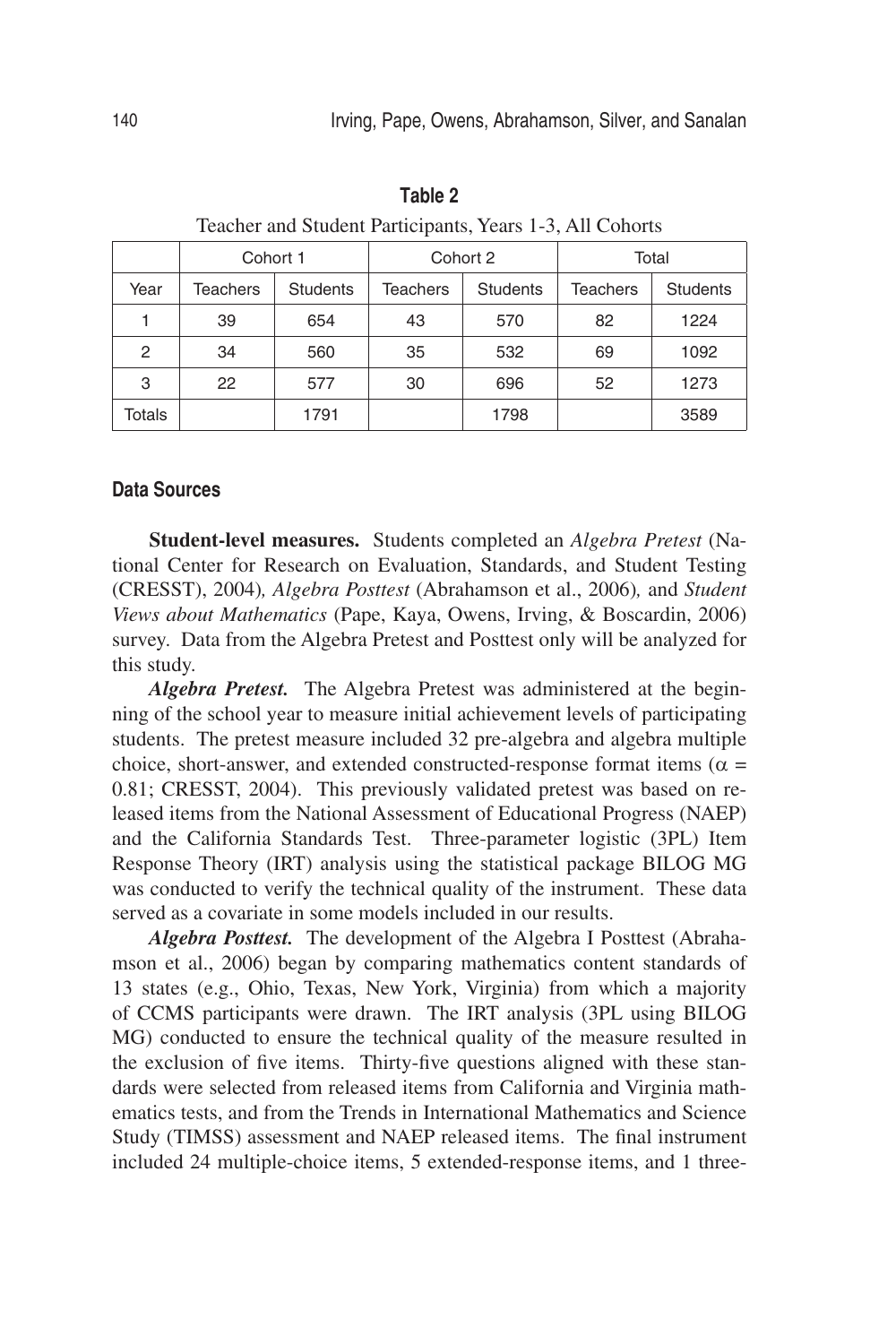**Table 2**

Teacher and Student Participants, Years 1-3, All Cohorts

| | Cohort 1 | | Cohort 2 | | Total | |
|---|---|---|---|---|---|---|
| Year | Teachers | Students | Teachers | Students | Teachers | Students |
| 1 | 39 | 654 | 43 | 570 | 82 | 1224 |
| 2 | 34 | 560 | 35 | 532 | 69 | 1092 |
| 3 | 22 | 577 | 30 | 696 | 52 | 1273 |
| Totals | | 1791 | | 1798 | | 3589 |

## Data Sources

**Student-level measures.** Students completed an *Algebra Pretest* (National Center for Research on Evaluation, Standards, and Student Testing (CRESST), 2004)*, Algebra Posttest* (Abrahamson et al., 2006)*,* and *Student Views about Mathematics* (Pape, Kaya, Owens, Irving, & Boscardin, 2006) survey. Data from the Algebra Pretest and Posttest only will be analyzed for this study.

***Algebra Pretest.*** The Algebra Pretest was administered at the beginning of the school year to measure initial achievement levels of participating students. The pretest measure included 32 pre-algebra and algebra multiple choice, short-answer, and extended constructed-response format items ($\alpha$ = 0.81; CRESST, 2004). This previously validated pretest was based on released items from the National Assessment of Educational Progress (NAEP) and the California Standards Test. Three-parameter logistic (3PL) Item Response Theory (IRT) analysis using the statistical package BILOG MG was conducted to verify the technical quality of the instrument. These data served as a covariate in some models included in our results.

***Algebra Posttest.*** The development of the Algebra I Posttest (Abrahamson et al., 2006) began by comparing mathematics content standards of 13 states (e.g., Ohio, Texas, New York, Virginia) from which a majority of CCMS participants were drawn. The IRT analysis (3PL using BILOG MG) conducted to ensure the technical quality of the measure resulted in the exclusion of five items. Thirty-five questions aligned with these standards were selected from released items from California and Virginia mathematics tests, and from the Trends in International Mathematics and Science Study (TIMSS) assessment and NAEP released items. The final instrument included 24 multiple-choice items, 5 extended-response items, and 1 three-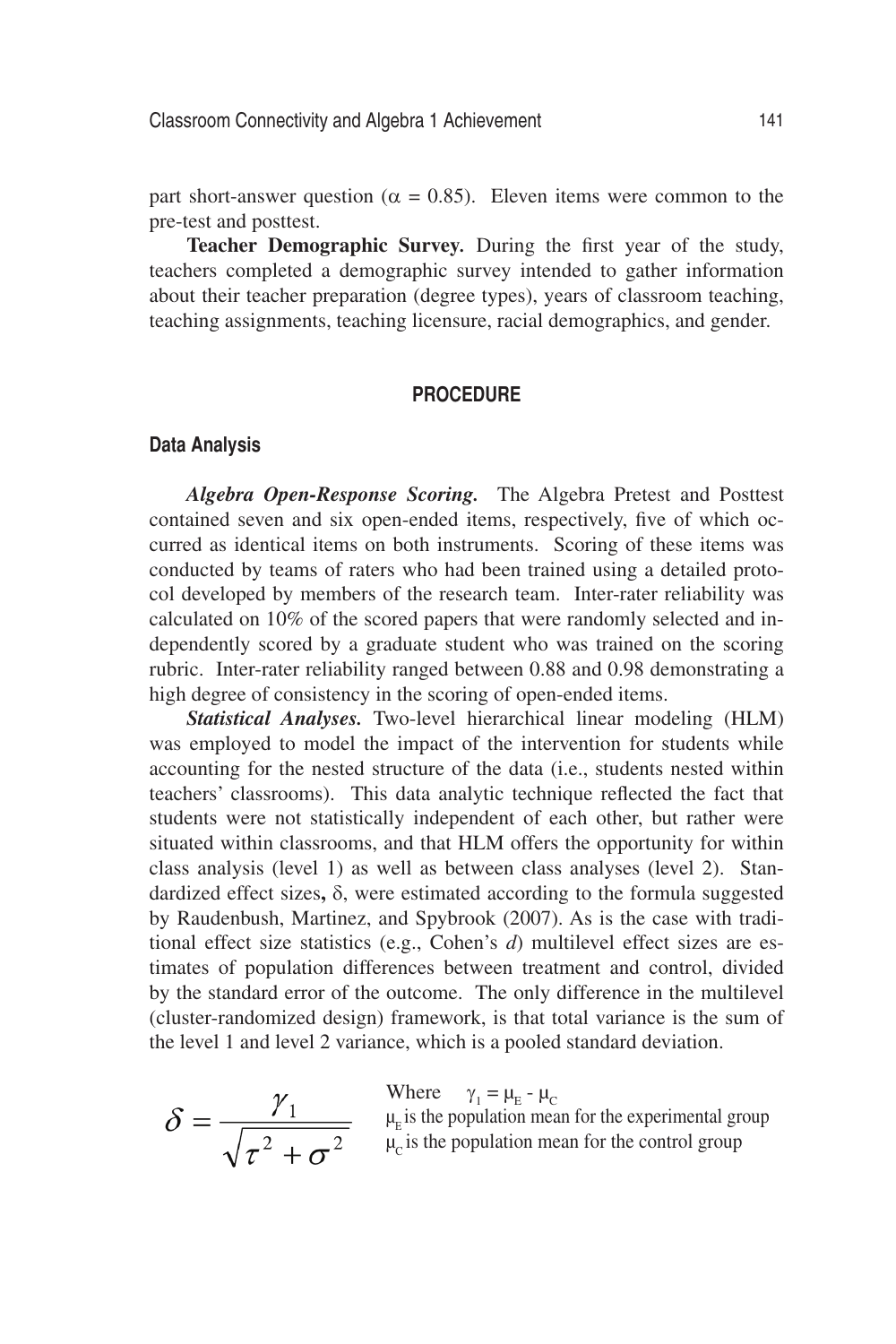part short-answer question ($\alpha = 0.85$). Eleven items were common to the pre-test and posttest.

**Teacher Demographic Survey.** During the first year of the study, teachers completed a demographic survey intended to gather information about their teacher preparation (degree types), years of classroom teaching, teaching assignments, teaching licensure, racial demographics, and gender.

## PROCEDURE

### Data Analysis

***Algebra Open-Response Scoring.*** The Algebra Pretest and Posttest contained seven and six open-ended items, respectively, five of which occurred as identical items on both instruments. Scoring of these items was conducted by teams of raters who had been trained using a detailed protocol developed by members of the research team. Inter-rater reliability was calculated on 10% of the scored papers that were randomly selected and independently scored by a graduate student who was trained on the scoring rubric. Inter-rater reliability ranged between 0.88 and 0.98 demonstrating a high degree of consistency in the scoring of open-ended items.

***Statistical Analyses.*** Two-level hierarchical linear modeling (HLM) was employed to model the impact of the intervention for students while accounting for the nested structure of the data (i.e., students nested within teachers' classrooms). This data analytic technique reflected the fact that students were not statistically independent of each other, but rather were situated within classrooms, and that HLM offers the opportunity for within class analysis (level 1) as well as between class analyses (level 2). Standardized effect sizes**,** $\delta$, were estimated according to the formula suggested by Raudenbush, Martinez, and Spybrook (2007). As is the case with traditional effect size statistics (e.g., Cohen's *d*) multilevel effect sizes are estimates of population differences between treatment and control, divided by the standard error of the outcome. The only difference in the multilevel (cluster-randomized design) framework, is that total variance is the sum of the level 1 and level 2 variance, which is a pooled standard deviation.

$$\delta = \frac{\gamma_1}{\sqrt{\tau^2 + \sigma^2}}$$

Where $\gamma_1 = \mu_E - \mu_C$

$\mu_E$ is the population mean for the experimental group

$\mu_C$ is the population mean for the control group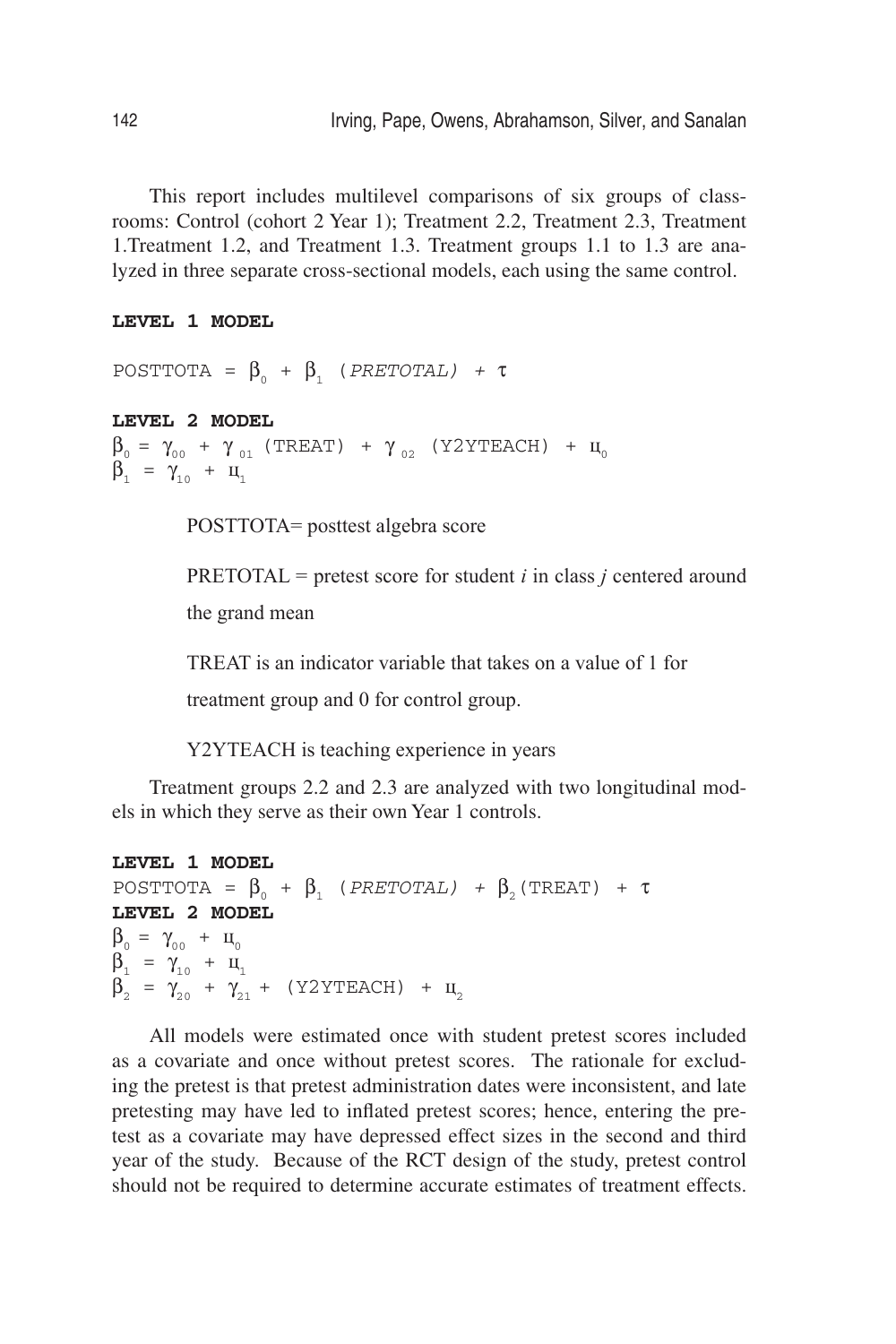This report includes multilevel comparisons of six groups of classrooms: Control (cohort 2 Year 1); Treatment 2.2, Treatment 2.3, Treatment 1.Treatment 1.2, and Treatment 1.3. Treatment groups 1.1 to 1.3 are analyzed in three separate cross-sectional models, each using the same control.

**LEVEL 1 MODEL**

$$\text{POSTTOTA} = \beta_0 + \beta_1 \,(\textit{PRETOTAL}) + \tau$$

**LEVEL 2 MODEL**

$$\beta_0 = \gamma_{00} + \gamma_{01}\,(\text{TREAT}) + \gamma_{02}\,(\text{Y2YTEACH}) + u_0$$

$$\beta_1 = \gamma_{10} + u_1$$

> POSTTOTA= posttest algebra score
>
> PRETOTAL = pretest score for student *i* in class *j* centered around the grand mean
>
> TREAT is an indicator variable that takes on a value of 1 for treatment group and 0 for control group.
>
> Y2YTEACH is teaching experience in years

Treatment groups 2.2 and 2.3 are analyzed with two longitudinal models in which they serve as their own Year 1 controls.

**LEVEL 1 MODEL**

$$\text{POSTTOTA} = \beta_0 + \beta_1 \,(\textit{PRETOTAL}) + \beta_2(\text{TREAT}) + \tau$$

**LEVEL 2 MODEL**

$$\beta_0 = \gamma_{00} + u_0$$

$$\beta_1 = \gamma_{10} + u_1$$

$$\beta_2 = \gamma_{20} + \gamma_{21} + (\text{Y2YTEACH}) + u_2$$

All models were estimated once with student pretest scores included as a covariate and once without pretest scores. The rationale for excluding the pretest is that pretest administration dates were inconsistent, and late pretesting may have led to inflated pretest scores; hence, entering the pretest as a covariate may have depressed effect sizes in the second and third year of the study. Because of the RCT design of the study, pretest control should not be required to determine accurate estimates of treatment effects.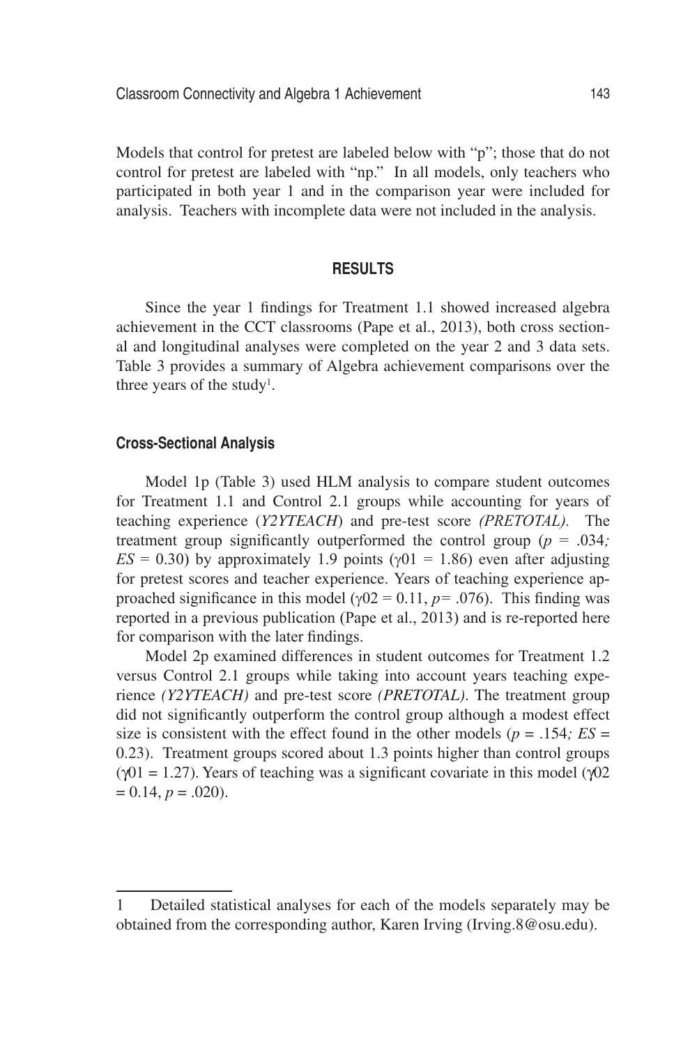Models that control for pretest are labeled below with "p"; those that do not control for pretest are labeled with "np." In all models, only teachers who participated in both year 1 and in the comparison year were included for analysis. Teachers with incomplete data were not included in the analysis.

## RESULTS

Since the year 1 findings for Treatment 1.1 showed increased algebra achievement in the CCT classrooms (Pape et al., 2013), both cross sectional and longitudinal analyses were completed on the year 2 and 3 data sets. Table 3 provides a summary of Algebra achievement comparisons over the three years of the study[1].

### Cross-Sectional Analysis

Model 1p (Table 3) used HLM analysis to compare student outcomes for Treatment 1.1 and Control 2.1 groups while accounting for years of teaching experience (*Y2YTEACH*) and pre-test score *(PRETOTAL).* The treatment group significantly outperformed the control group ($p$ = .034*;* *ES* = 0.30) by approximately 1.9 points ($\gamma 01 = 1.86$) even after adjusting for pretest scores and teacher experience. Years of teaching experience approached significance in this model ($\gamma 02 = 0.11$, $p = .076$). This finding was reported in a previous publication (Pape et al., 2013) and is re-reported here for comparison with the later findings.

Model 2p examined differences in student outcomes for Treatment 1.2 versus Control 2.1 groups while taking into account years teaching experience *(Y2YTEACH)* and pre-test score *(PRETOTAL)*. The treatment group did not significantly outperform the control group although a modest effect size is consistent with the effect found in the other models ($p = .154$*;* *ES* = 0.23). Treatment groups scored about 1.3 points higher than control groups ($\gamma 01 = 1.27$). Years of teaching was a significant covariate in this model ($\gamma 02 = 0.14$, $p = .020$).

---

1 Detailed statistical analyses for each of the models separately may be obtained from the corresponding author, Karen Irving (Irving.8@osu.edu).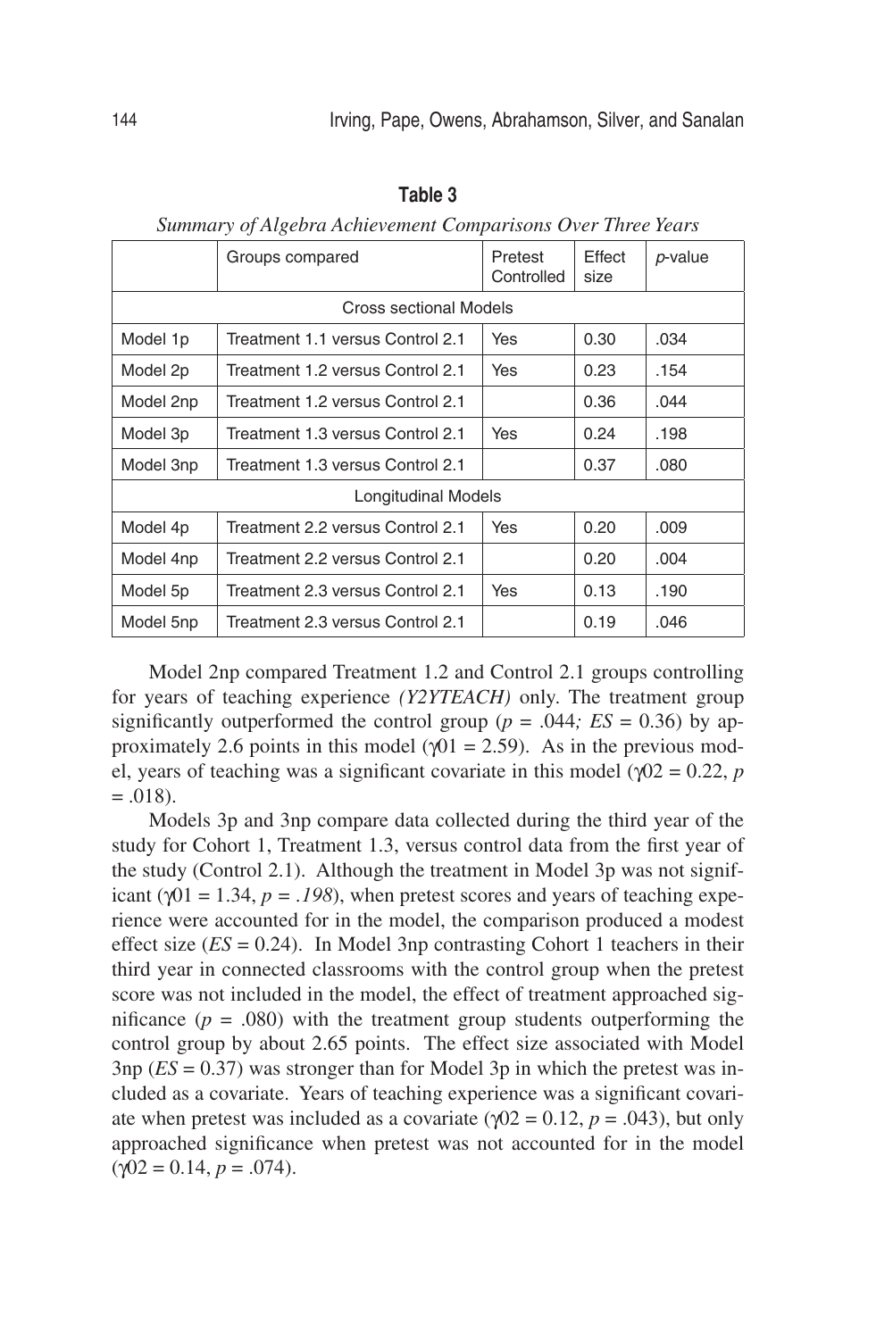**Table 3**

*Summary of Algebra Achievement Comparisons Over Three Years*

| | Groups compared | Pretest Controlled | Effect size | *p*-value |
|---|---|---|---|---|
| Cross sectional Models | | | | |
| Model 1p | Treatment 1.1 versus Control 2.1 | Yes | 0.30 | .034 |
| Model 2p | Treatment 1.2 versus Control 2.1 | Yes | 0.23 | .154 |
| Model 2np | Treatment 1.2 versus Control 2.1 | | 0.36 | .044 |
| Model 3p | Treatment 1.3 versus Control 2.1 | Yes | 0.24 | .198 |
| Model 3np | Treatment 1.3 versus Control 2.1 | | 0.37 | .080 |
| Longitudinal Models | | | | |
| Model 4p | Treatment 2.2 versus Control 2.1 | Yes | 0.20 | .009 |
| Model 4np | Treatment 2.2 versus Control 2.1 | | 0.20 | .004 |
| Model 5p | Treatment 2.3 versus Control 2.1 | Yes | 0.13 | .190 |
| Model 5np | Treatment 2.3 versus Control 2.1 | | 0.19 | .046 |

Model 2np compared Treatment 1.2 and Control 2.1 groups controlling for years of teaching experience *(Y2YTEACH)* only. The treatment group significantly outperformed the control group ($p = .044$; $ES = 0.36$) by approximately 2.6 points in this model ($\gamma01 = 2.59$). As in the previous model, years of teaching was a significant covariate in this model ($\gamma02 = 0.22$, $p = .018$).

Models 3p and 3np compare data collected during the third year of the study for Cohort 1, Treatment 1.3, versus control data from the first year of the study (Control 2.1). Although the treatment in Model 3p was not significant ($\gamma01 = 1.34$, $p = .198$), when pretest scores and years of teaching experience were accounted for in the model, the comparison produced a modest effect size ($ES = 0.24$). In Model 3np contrasting Cohort 1 teachers in their third year in connected classrooms with the control group when the pretest score was not included in the model, the effect of treatment approached significance ($p = .080$) with the treatment group students outperforming the control group by about 2.65 points. The effect size associated with Model 3np ($ES = 0.37$) was stronger than for Model 3p in which the pretest was included as a covariate. Years of teaching experience was a significant covariate when pretest was included as a covariate ($\gamma02 = 0.12$, $p = .043$), but only approached significance when pretest was not accounted for in the model ($\gamma02 = 0.14$, $p = .074$).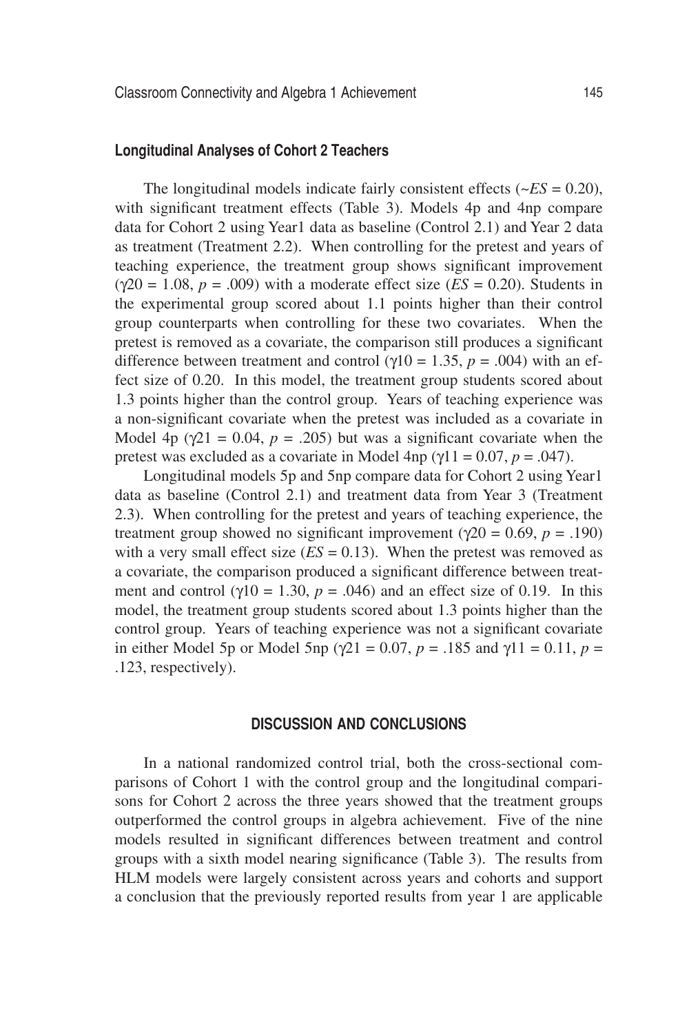### Longitudinal Analyses of Cohort 2 Teachers

The longitudinal models indicate fairly consistent effects (~*ES* = 0.20), with significant treatment effects (Table 3). Models 4p and 4np compare data for Cohort 2 using Year1 data as baseline (Control 2.1) and Year 2 data as treatment (Treatment 2.2). When controlling for the pretest and years of teaching experience, the treatment group shows significant improvement ($\gamma 20 = 1.08$, $p = .009$) with a moderate effect size (*ES* = 0.20). Students in the experimental group scored about 1.1 points higher than their control group counterparts when controlling for these two covariates. When the pretest is removed as a covariate, the comparison still produces a significant difference between treatment and control ($\gamma 10 = 1.35$, $p = .004$) with an effect size of 0.20. In this model, the treatment group students scored about 1.3 points higher than the control group. Years of teaching experience was a non-significant covariate when the pretest was included as a covariate in Model 4p ($\gamma 21 = 0.04$, $p = .205$) but was a significant covariate when the pretest was excluded as a covariate in Model 4np ($\gamma 11 = 0.07$, $p = .047$).

Longitudinal models 5p and 5np compare data for Cohort 2 using Year1 data as baseline (Control 2.1) and treatment data from Year 3 (Treatment 2.3). When controlling for the pretest and years of teaching experience, the treatment group showed no significant improvement ($\gamma 20 = 0.69$, $p = .190$) with a very small effect size (*ES* = 0.13). When the pretest was removed as a covariate, the comparison produced a significant difference between treatment and control ($\gamma 10 = 1.30$, $p = .046$) and an effect size of 0.19. In this model, the treatment group students scored about 1.3 points higher than the control group. Years of teaching experience was not a significant covariate in either Model 5p or Model 5np ($\gamma 21 = 0.07$, $p = .185$ and $\gamma 11 = 0.11$, $p = .123$, respectively).

## DISCUSSION AND CONCLUSIONS

In a national randomized control trial, both the cross-sectional comparisons of Cohort 1 with the control group and the longitudinal comparisons for Cohort 2 across the three years showed that the treatment groups outperformed the control groups in algebra achievement. Five of the nine models resulted in significant differences between treatment and control groups with a sixth model nearing significance (Table 3). The results from HLM models were largely consistent across years and cohorts and support a conclusion that the previously reported results from year 1 are applicable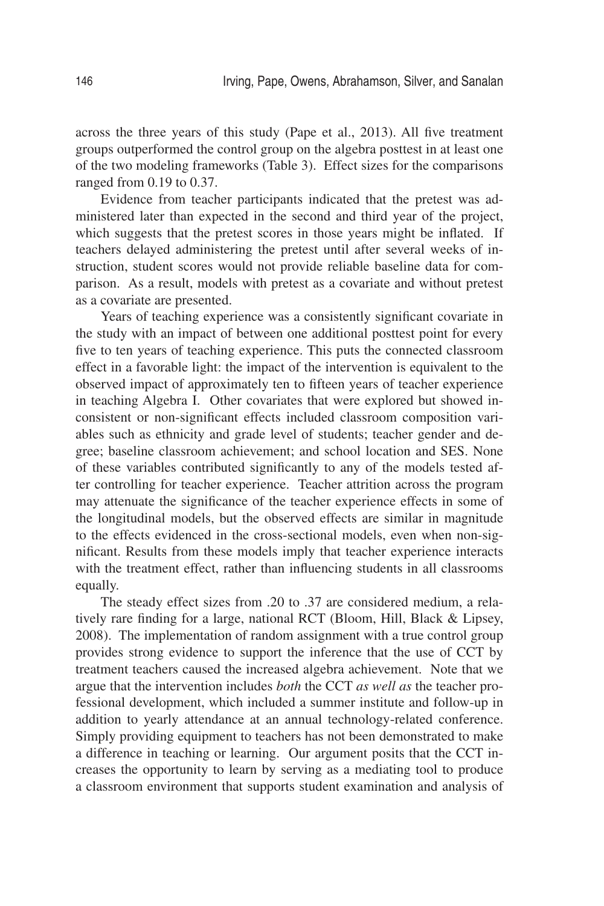across the three years of this study (Pape et al., 2013). All five treatment groups outperformed the control group on the algebra posttest in at least one of the two modeling frameworks (Table 3). Effect sizes for the comparisons ranged from 0.19 to 0.37.

Evidence from teacher participants indicated that the pretest was administered later than expected in the second and third year of the project, which suggests that the pretest scores in those years might be inflated. If teachers delayed administering the pretest until after several weeks of instruction, student scores would not provide reliable baseline data for comparison. As a result, models with pretest as a covariate and without pretest as a covariate are presented.

Years of teaching experience was a consistently significant covariate in the study with an impact of between one additional posttest point for every five to ten years of teaching experience. This puts the connected classroom effect in a favorable light: the impact of the intervention is equivalent to the observed impact of approximately ten to fifteen years of teacher experience in teaching Algebra I. Other covariates that were explored but showed inconsistent or non-significant effects included classroom composition variables such as ethnicity and grade level of students; teacher gender and degree; baseline classroom achievement; and school location and SES. None of these variables contributed significantly to any of the models tested after controlling for teacher experience. Teacher attrition across the program may attenuate the significance of the teacher experience effects in some of the longitudinal models, but the observed effects are similar in magnitude to the effects evidenced in the cross-sectional models, even when non-significant. Results from these models imply that teacher experience interacts with the treatment effect, rather than influencing students in all classrooms equally.

The steady effect sizes from .20 to .37 are considered medium, a relatively rare finding for a large, national RCT (Bloom, Hill, Black & Lipsey, 2008). The implementation of random assignment with a true control group provides strong evidence to support the inference that the use of CCT by treatment teachers caused the increased algebra achievement. Note that we argue that the intervention includes *both* the CCT *as well as* the teacher professional development, which included a summer institute and follow-up in addition to yearly attendance at an annual technology-related conference. Simply providing equipment to teachers has not been demonstrated to make a difference in teaching or learning. Our argument posits that the CCT increases the opportunity to learn by serving as a mediating tool to produce a classroom environment that supports student examination and analysis of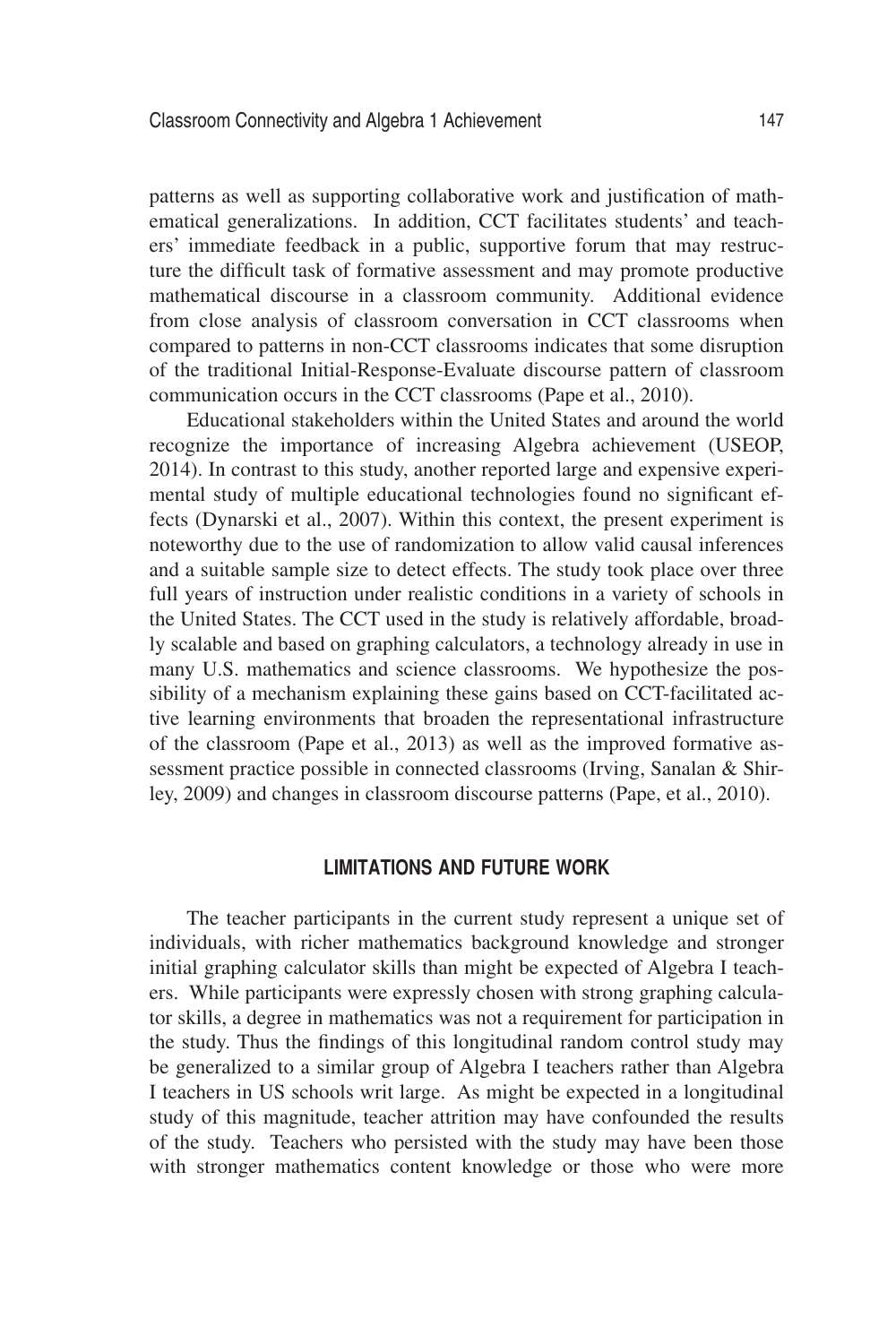patterns as well as supporting collaborative work and justification of mathematical generalizations. In addition, CCT facilitates students' and teachers' immediate feedback in a public, supportive forum that may restructure the difficult task of formative assessment and may promote productive mathematical discourse in a classroom community. Additional evidence from close analysis of classroom conversation in CCT classrooms when compared to patterns in non-CCT classrooms indicates that some disruption of the traditional Initial-Response-Evaluate discourse pattern of classroom communication occurs in the CCT classrooms (Pape et al., 2010).

Educational stakeholders within the United States and around the world recognize the importance of increasing Algebra achievement (USEOP, 2014). In contrast to this study, another reported large and expensive experimental study of multiple educational technologies found no significant effects (Dynarski et al., 2007). Within this context, the present experiment is noteworthy due to the use of randomization to allow valid causal inferences and a suitable sample size to detect effects. The study took place over three full years of instruction under realistic conditions in a variety of schools in the United States. The CCT used in the study is relatively affordable, broadly scalable and based on graphing calculators, a technology already in use in many U.S. mathematics and science classrooms. We hypothesize the possibility of a mechanism explaining these gains based on CCT-facilitated active learning environments that broaden the representational infrastructure of the classroom (Pape et al., 2013) as well as the improved formative assessment practice possible in connected classrooms (Irving, Sanalan & Shirley, 2009) and changes in classroom discourse patterns (Pape, et al., 2010).

## LIMITATIONS AND FUTURE WORK

The teacher participants in the current study represent a unique set of individuals, with richer mathematics background knowledge and stronger initial graphing calculator skills than might be expected of Algebra I teachers. While participants were expressly chosen with strong graphing calculator skills, a degree in mathematics was not a requirement for participation in the study. Thus the findings of this longitudinal random control study may be generalized to a similar group of Algebra I teachers rather than Algebra I teachers in US schools writ large. As might be expected in a longitudinal study of this magnitude, teacher attrition may have confounded the results of the study. Teachers who persisted with the study may have been those with stronger mathematics content knowledge or those who were more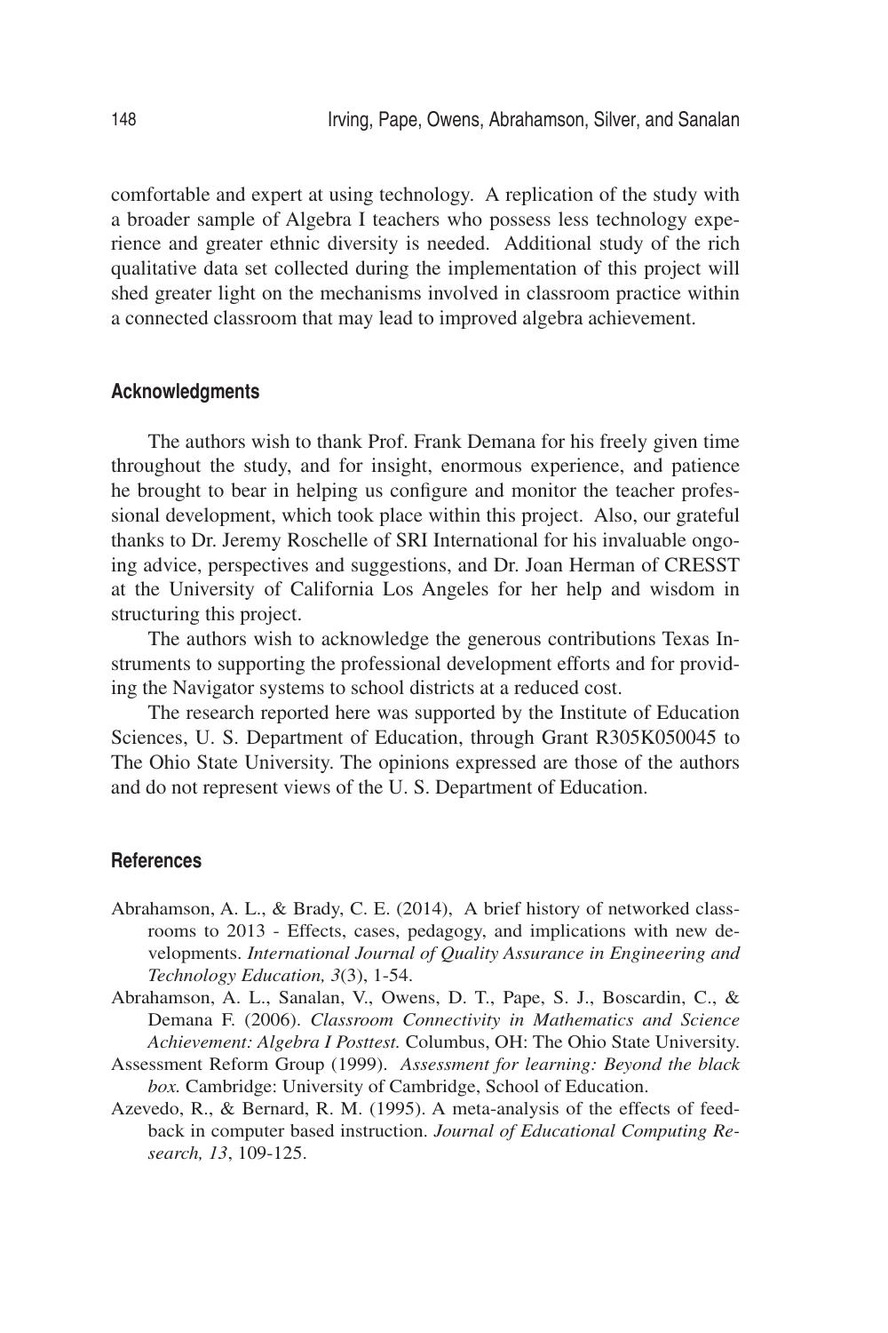comfortable and expert at using technology. A replication of the study with a broader sample of Algebra I teachers who possess less technology experience and greater ethnic diversity is needed. Additional study of the rich qualitative data set collected during the implementation of this project will shed greater light on the mechanisms involved in classroom practice within a connected classroom that may lead to improved algebra achievement.

## Acknowledgments

The authors wish to thank Prof. Frank Demana for his freely given time throughout the study, and for insight, enormous experience, and patience he brought to bear in helping us configure and monitor the teacher professional development, which took place within this project. Also, our grateful thanks to Dr. Jeremy Roschelle of SRI International for his invaluable ongoing advice, perspectives and suggestions, and Dr. Joan Herman of CRESST at the University of California Los Angeles for her help and wisdom in structuring this project.

The authors wish to acknowledge the generous contributions Texas Instruments to supporting the professional development efforts and for providing the Navigator systems to school districts at a reduced cost.

The research reported here was supported by the Institute of Education Sciences, U. S. Department of Education, through Grant R305K050045 to The Ohio State University. The opinions expressed are those of the authors and do not represent views of the U. S. Department of Education.

## References

Abrahamson, A. L., & Brady, C. E. (2014), A brief history of networked classrooms to 2013 - Effects, cases, pedagogy, and implications with new developments. *International Journal of Quality Assurance in Engineering and Technology Education, 3*(3), 1-54.

Abrahamson, A. L., Sanalan, V., Owens, D. T., Pape, S. J., Boscardin, C., & Demana F. (2006). *Classroom Connectivity in Mathematics and Science Achievement: Algebra I Posttest.* Columbus, OH: The Ohio State University.

Assessment Reform Group (1999). *Assessment for learning: Beyond the black box.* Cambridge: University of Cambridge, School of Education.

Azevedo, R., & Bernard, R. M. (1995). A meta-analysis of the effects of feedback in computer based instruction. *Journal of Educational Computing Research, 13*, 109-125.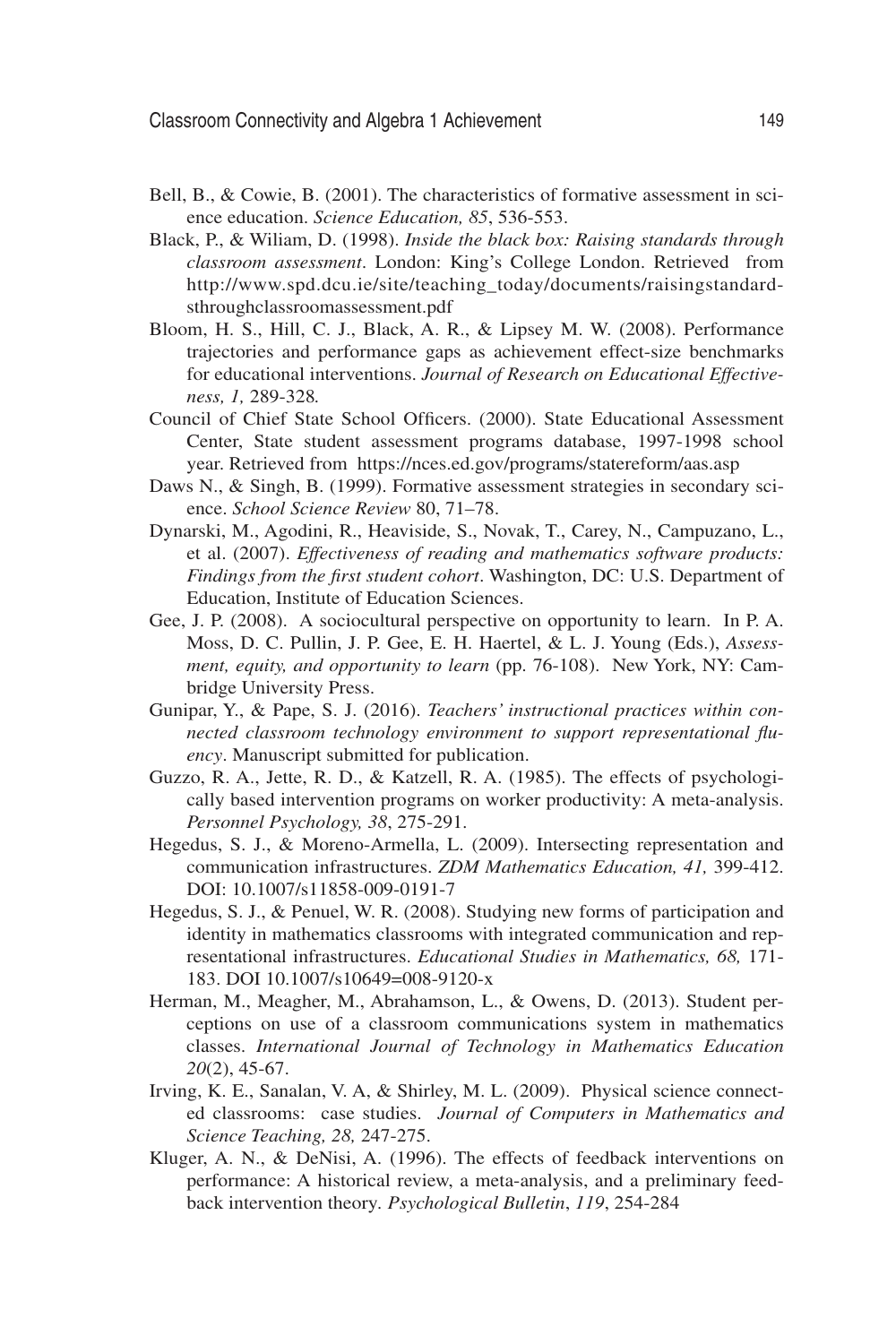Bell, B., & Cowie, B. (2001). The characteristics of formative assessment in science education. *Science Education, 85*, 536-553.

Black, P., & Wiliam, D. (1998). *Inside the black box: Raising standards through classroom assessment*. London: King's College London. Retrieved from http://www.spd.dcu.ie/site/teaching_today/documents/raisingstandardsthroughclassroomassessment.pdf

Bloom, H. S., Hill, C. J., Black, A. R., & Lipsey M. W. (2008). Performance trajectories and performance gaps as achievement effect-size benchmarks for educational interventions. *Journal of Research on Educational Effectiveness, 1,* 289-328*.*

Council of Chief State School Officers. (2000). State Educational Assessment Center, State student assessment programs database, 1997-1998 school year. Retrieved from https://nces.ed.gov/programs/statereform/aas.asp

Daws N., & Singh, B. (1999). Formative assessment strategies in secondary science. *School Science Review* 80, 71–78.

Dynarski, M., Agodini, R., Heaviside, S., Novak, T., Carey, N., Campuzano, L., et al. (2007). *Effectiveness of reading and mathematics software products: Findings from the first student cohort*. Washington, DC: U.S. Department of Education, Institute of Education Sciences.

Gee, J. P. (2008). A sociocultural perspective on opportunity to learn. In P. A. Moss, D. C. Pullin, J. P. Gee, E. H. Haertel, & L. J. Young (Eds.), *Assessment, equity, and opportunity to learn* (pp. 76-108). New York, NY: Cambridge University Press.

Gunipar, Y., & Pape, S. J. (2016). *Teachers' instructional practices within connected classroom technology environment to support representational fluency*. Manuscript submitted for publication.

Guzzo, R. A., Jette, R. D., & Katzell, R. A. (1985). The effects of psychologically based intervention programs on worker productivity: A meta-analysis. *Personnel Psychology, 38*, 275-291.

Hegedus, S. J., & Moreno-Armella, L. (2009). Intersecting representation and communication infrastructures. *ZDM Mathematics Education, 41,* 399-412. DOI: 10.1007/s11858-009-0191-7

Hegedus, S. J., & Penuel, W. R. (2008). Studying new forms of participation and identity in mathematics classrooms with integrated communication and representational infrastructures. *Educational Studies in Mathematics, 68,* 171-183. DOI 10.1007/s10649=008-9120-x

Herman, M., Meagher, M., Abrahamson, L., & Owens, D. (2013). Student perceptions on use of a classroom communications system in mathematics classes. *International Journal of Technology in Mathematics Education 20*(2), 45-67.

Irving, K. E., Sanalan, V. A, & Shirley, M. L. (2009). Physical science connected classrooms: case studies. *Journal of Computers in Mathematics and Science Teaching, 28,* 247-275.

Kluger, A. N., & DeNisi, A. (1996). The effects of feedback interventions on performance: A historical review, a meta-analysis, and a preliminary feedback intervention theory. *Psychological Bulletin*, *119*, 254-284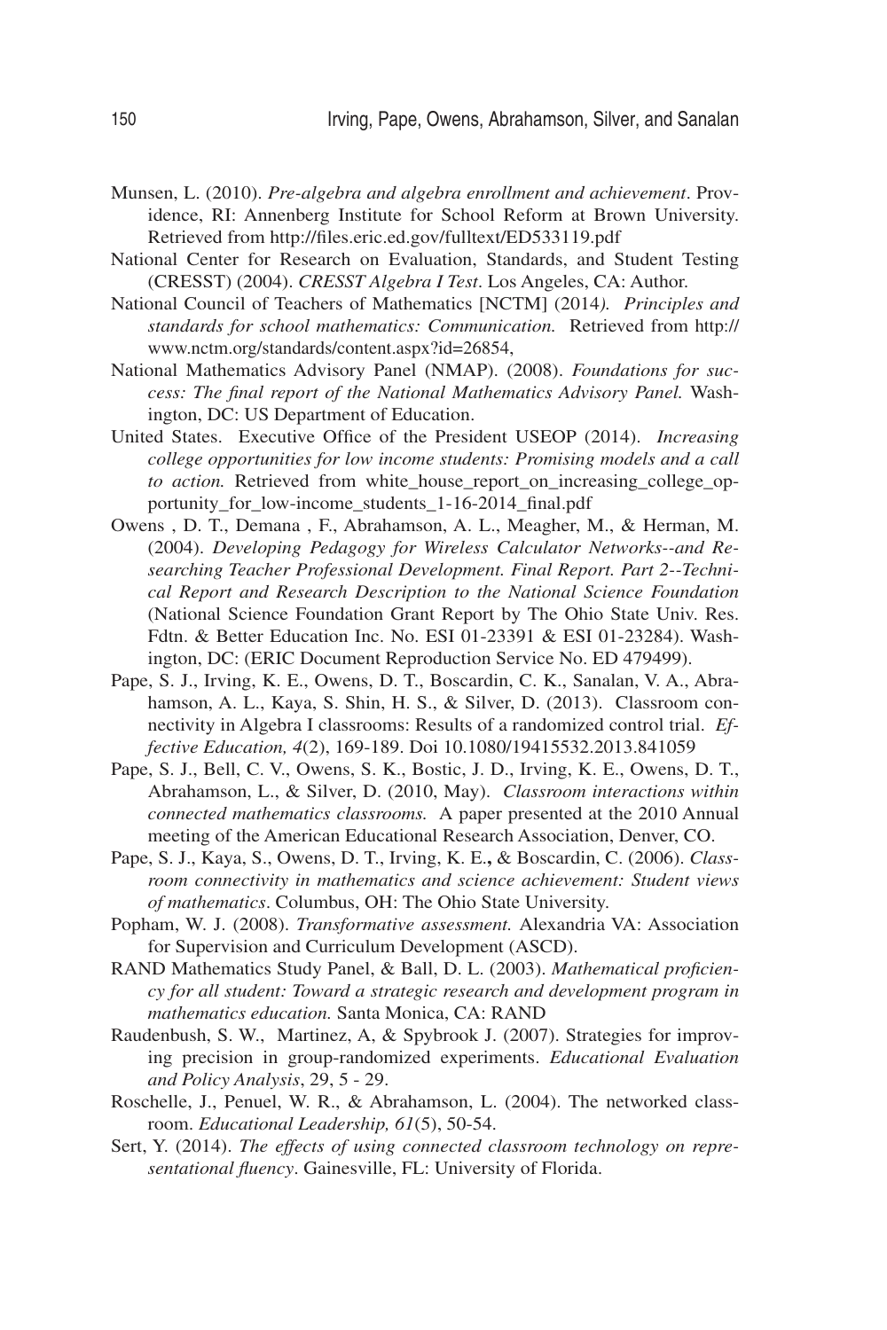Munsen, L. (2010). *Pre-algebra and algebra enrollment and achievement*. Providence, RI: Annenberg Institute for School Reform at Brown University. Retrieved from http://files.eric.ed.gov/fulltext/ED533119.pdf

National Center for Research on Evaluation, Standards, and Student Testing (CRESST) (2004). *CRESST Algebra I Test*. Los Angeles, CA: Author.

National Council of Teachers of Mathematics [NCTM] (2014*). Principles and standards for school mathematics: Communication.* Retrieved from http://www.nctm.org/standards/content.aspx?id=26854,

National Mathematics Advisory Panel (NMAP). (2008). *Foundations for success: The final report of the National Mathematics Advisory Panel.* Washington, DC: US Department of Education.

United States. Executive Office of the President USEOP (2014). *Increasing college opportunities for low income students: Promising models and a call to action.* Retrieved from white_house_report_on_increasing_college_opportunity_for_low-income_students_1-16-2014_final.pdf

Owens , D. T., Demana , F., Abrahamson, A. L., Meagher, M., & Herman, M. (2004). *Developing Pedagogy for Wireless Calculator Networks--and Researching Teacher Professional Development. Final Report. Part 2--Technical Report and Research Description to the National Science Foundation* (National Science Foundation Grant Report by The Ohio State Univ. Res. Fdtn. & Better Education Inc. No. ESI 01-23391 & ESI 01-23284). Washington, DC: (ERIC Document Reproduction Service No. ED 479499).

Pape, S. J., Irving, K. E., Owens, D. T., Boscardin, C. K., Sanalan, V. A., Abrahamson, A. L., Kaya, S. Shin, H. S., & Silver, D. (2013). Classroom connectivity in Algebra I classrooms: Results of a randomized control trial. *Effective Education, 4*(2), 169-189. Doi 10.1080/19415532.2013.841059

Pape, S. J., Bell, C. V., Owens, S. K., Bostic, J. D., Irving, K. E., Owens, D. T., Abrahamson, L., & Silver, D. (2010, May). *Classroom interactions within connected mathematics classrooms.* A paper presented at the 2010 Annual meeting of the American Educational Research Association, Denver, CO.

Pape, S. J., Kaya, S., Owens, D. T., Irving, K. E., & Boscardin, C. (2006). *Classroom connectivity in mathematics and science achievement: Student views of mathematics*. Columbus, OH: The Ohio State University.

Popham, W. J. (2008). *Transformative assessment.* Alexandria VA: Association for Supervision and Curriculum Development (ASCD).

RAND Mathematics Study Panel, & Ball, D. L. (2003). *Mathematical proficiency for all student: Toward a strategic research and development program in mathematics education.* Santa Monica, CA: RAND

Raudenbush, S. W., Martinez, A, & Spybrook J. (2007). Strategies for improving precision in group-randomized experiments. *Educational Evaluation and Policy Analysis*, 29, 5 - 29.

Roschelle, J., Penuel, W. R., & Abrahamson, L. (2004). The networked classroom. *Educational Leadership, 61*(5), 50-54.

Sert, Y. (2014). *The effects of using connected classroom technology on representational fluency*. Gainesville, FL: University of Florida.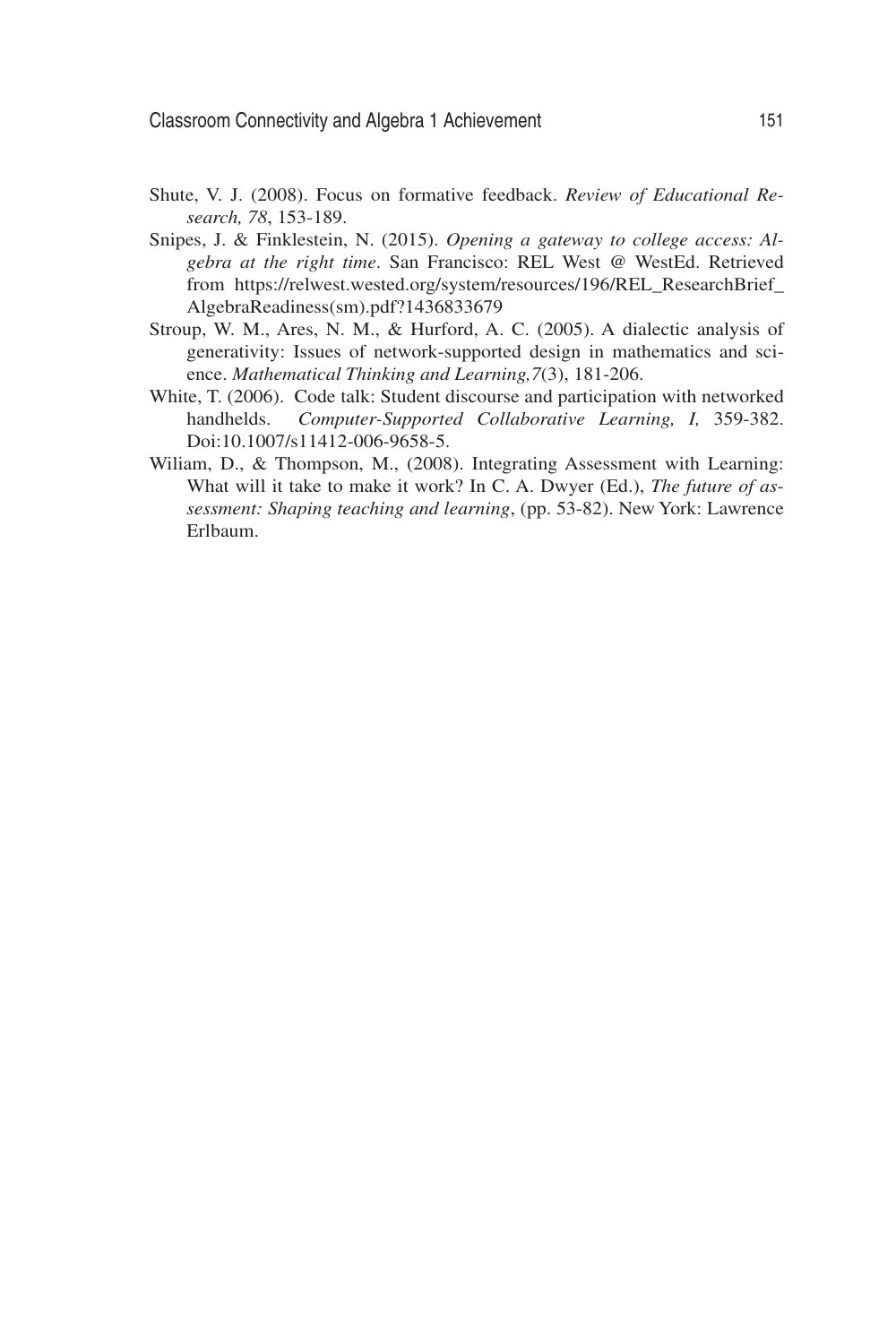Shute, V. J. (2008). Focus on formative feedback. *Review of Educational Research, 78*, 153-189.

Snipes, J. & Finklestein, N. (2015). *Opening a gateway to college access: Algebra at the right time*. San Francisco: REL West @ WestEd. Retrieved from https://relwest.wested.org/system/resources/196/REL_ResearchBrief_AlgebraReadiness(sm).pdf?1436833679

Stroup, W. M., Ares, N. M., & Hurford, A. C. (2005). A dialectic analysis of generativity: Issues of network-supported design in mathematics and science. *Mathematical Thinking and Learning,7*(3), 181-206.

White, T. (2006). Code talk: Student discourse and participation with networked handhelds. *Computer-Supported Collaborative Learning, I,* 359-382. Doi:10.1007/s11412-006-9658-5.

Wiliam, D., & Thompson, M., (2008). Integrating Assessment with Learning: What will it take to make it work? In C. A. Dwyer (Ed.), *The future of assessment: Shaping teaching and learning*, (pp. 53-82). New York: Lawrence Erlbaum.